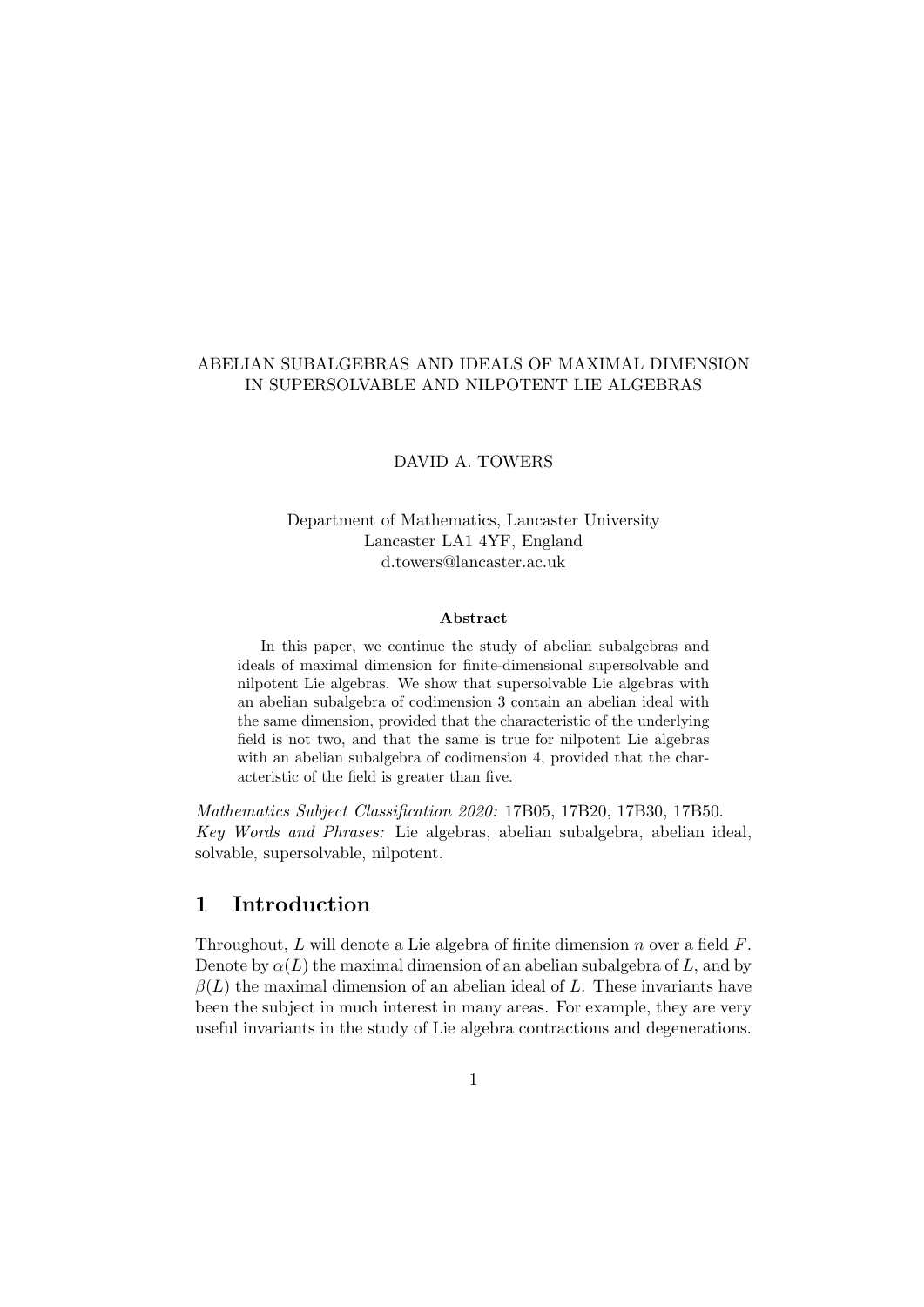# ABELIAN SUBALGEBRAS AND IDEALS OF MAXIMAL DIMENSION IN SUPERSOLVABLE AND NILPOTENT LIE ALGEBRAS

DAVID A. TOWERS

Department of Mathematics, Lancaster University
Lancaster LA1 4YF, England
d.towers@lancaster.ac.uk

**Abstract**

In this paper, we continue the study of abelian subalgebras and ideals of maximal dimension for finite-dimensional supersolvable and nilpotent Lie algebras. We show that supersolvable Lie algebras with an abelian subalgebra of codimension 3 contain an abelian ideal with the same dimension, provided that the characteristic of the underlying field is not two, and that the same is true for nilpotent Lie algebras with an abelian subalgebra of codimension 4, provided that the characteristic of the field is greater than five.

*Mathematics Subject Classification 2020:* 17B05, 17B20, 17B30, 17B50.
*Key Words and Phrases:* Lie algebras, abelian subalgebra, abelian ideal, solvable, supersolvable, nilpotent.

## 1 Introduction

Throughout, $L$ will denote a Lie algebra of finite dimension $n$ over a field $F$. Denote by $\alpha(L)$ the maximal dimension of an abelian subalgebra of $L$, and by $\beta(L)$ the maximal dimension of an abelian ideal of $L$. These invariants have been the subject in much interest in many areas. For example, they are very useful invariants in the study of Lie algebra contractions and degenerations.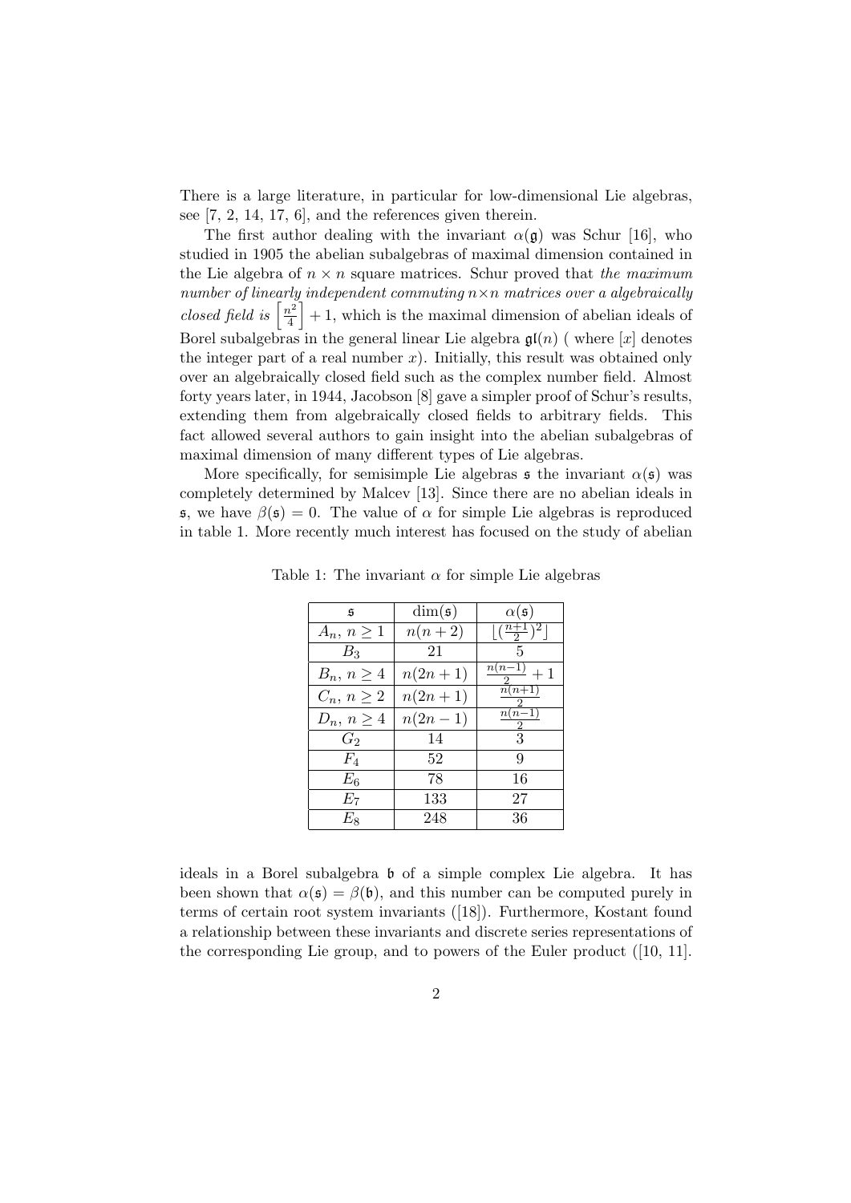There is a large literature, in particular for low-dimensional Lie algebras, see [7, 2, 14, 17, 6], and the references given therein.

The first author dealing with the invariant $\alpha(\mathfrak{g})$ was Schur [16], who studied in 1905 the abelian subalgebras of maximal dimension contained in the Lie algebra of $n \times n$ square matrices. Schur proved that *the maximum number of linearly independent commuting $n \times n$ matrices over a algebraically closed field is* $\left[\frac{n^2}{4}\right] + 1$, which is the maximal dimension of abelian ideals of Borel subalgebras in the general linear Lie algebra $\mathfrak{gl}(n)$ ( where $[x]$ denotes the integer part of a real number $x$). Initially, this result was obtained only over an algebraically closed field such as the complex number field. Almost forty years later, in 1944, Jacobson [8] gave a simpler proof of Schur's results, extending them from algebraically closed fields to arbitrary fields. This fact allowed several authors to gain insight into the abelian subalgebras of maximal dimension of many different types of Lie algebras.

More specifically, for semisimple Lie algebras $\mathfrak{s}$ the invariant $\alpha(\mathfrak{s})$ was completely determined by Malcev [13]. Since there are no abelian ideals in $\mathfrak{s}$, we have $\beta(\mathfrak{s}) = 0$. The value of $\alpha$ for simple Lie algebras is reproduced in table 1. More recently much interest has focused on the study of abelian ideals in a Borel subalgebra $\mathfrak{b}$ of a simple complex Lie algebra. It has been shown that $\alpha(\mathfrak{s}) = \beta(\mathfrak{b})$, and this number can be computed purely in terms of certain root system invariants ([18]). Furthermore, Kostant found a relationship between these invariants and discrete series representations of the corresponding Lie group, and to powers of the Euler product ([10, 11].

Table 1: The invariant $\alpha$ for simple Lie algebras

| $\mathfrak{s}$ | $\dim(\mathfrak{s})$ | $\alpha(\mathfrak{s})$ |
|---|---|---|
| $A_n,\ n \geq 1$ | $n(n+2)$ | $\lfloor (\frac{n+1}{2})^2 \rfloor$ |
| $B_3$ | 21 | 5 |
| $B_n,\ n \geq 4$ | $n(2n+1)$ | $\frac{n(n-1)}{2} + 1$ |
| $C_n,\ n \geq 2$ | $n(2n+1)$ | $\frac{n(n+1)}{2}$ |
| $D_n,\ n \geq 4$ | $n(2n-1)$ | $\frac{n(n-1)}{2}$ |
| $G_2$ | 14 | 3 |
| $F_4$ | 52 | 9 |
| $E_6$ | 78 | 16 |
| $E_7$ | 133 | 27 |
| $E_8$ | 248 | 36 |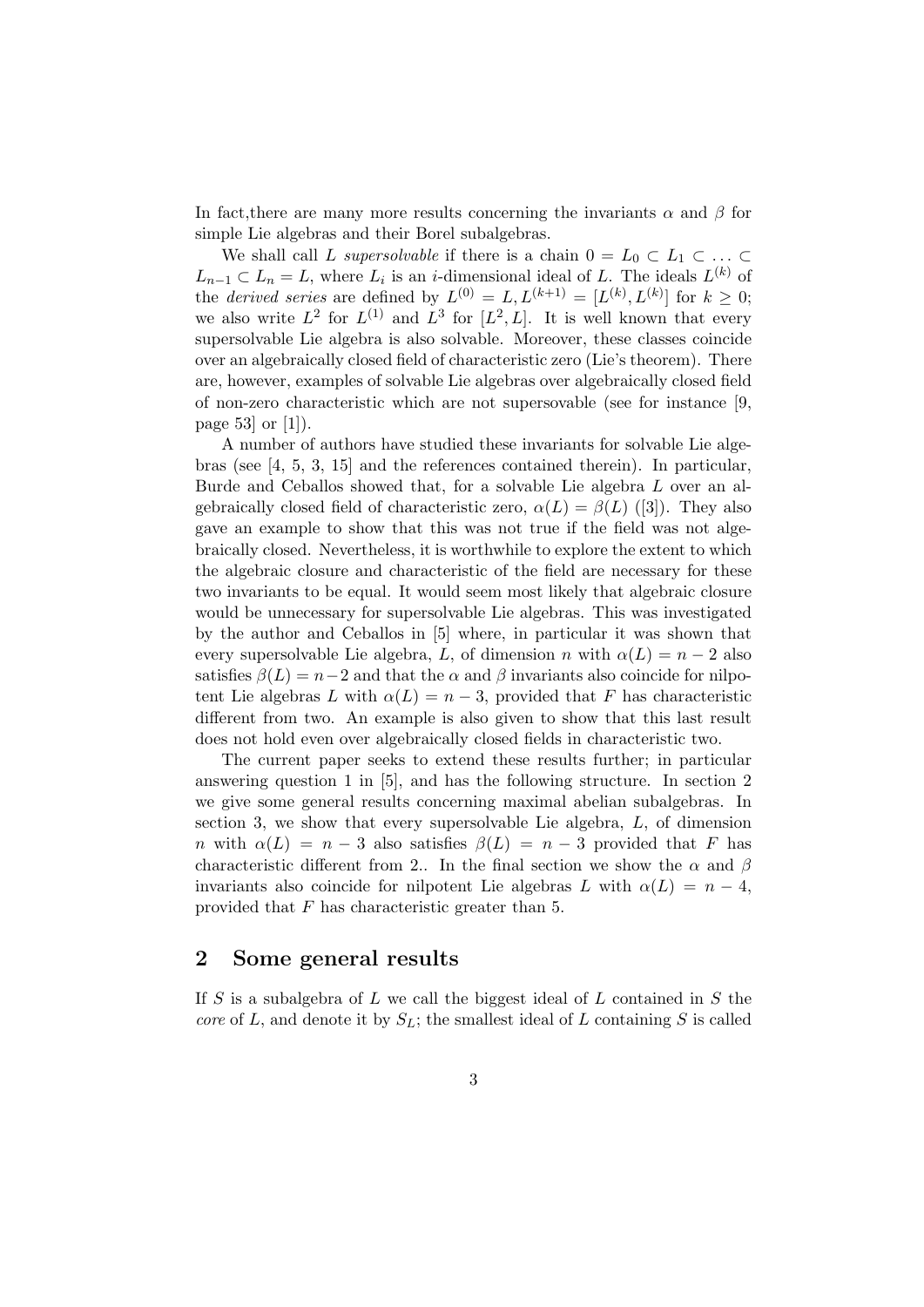In fact,there are many more results concerning the invariants $\alpha$ and $\beta$ for simple Lie algebras and their Borel subalgebras.

We shall call $L$ *supersolvable* if there is a chain $0 = L_0 \subset L_1 \subset \ldots \subset L_{n-1} \subset L_n = L$, where $L_i$ is an $i$-dimensional ideal of $L$. The ideals $L^{(k)}$ of the *derived series* are defined by $L^{(0)} = L, L^{(k+1)} = [L^{(k)}, L^{(k)}]$ for $k \geq 0$; we also write $L^2$ for $L^{(1)}$ and $L^3$ for $[L^2, L]$. It is well known that every supersolvable Lie algebra is also solvable. Moreover, these classes coincide over an algebraically closed field of characteristic zero (Lie's theorem). There are, however, examples of solvable Lie algebras over algebraically closed field of non-zero characteristic which are not supersovable (see for instance [9, page 53] or [1]).

A number of authors have studied these invariants for solvable Lie algebras (see [4, 5, 3, 15] and the references contained therein). In particular, Burde and Ceballos showed that, for a solvable Lie algebra $L$ over an algebraically closed field of characteristic zero, $\alpha(L) = \beta(L)$ ([3]). They also gave an example to show that this was not true if the field was not algebraically closed. Nevertheless, it is worthwhile to explore the extent to which the algebraic closure and characteristic of the field are necessary for these two invariants to be equal. It would seem most likely that algebraic closure would be unnecessary for supersolvable Lie algebras. This was investigated by the author and Ceballos in [5] where, in particular it was shown that every supersolvable Lie algebra, $L$, of dimension $n$ with $\alpha(L) = n - 2$ also satisfies $\beta(L) = n-2$ and that the $\alpha$ and $\beta$ invariants also coincide for nilpotent Lie algebras $L$ with $\alpha(L) = n - 3$, provided that $F$ has characteristic different from two. An example is also given to show that this last result does not hold even over algebraically closed fields in characteristic two.

The current paper seeks to extend these results further; in particular answering question 1 in [5], and has the following structure. In section 2 we give some general results concerning maximal abelian subalgebras. In section 3, we show that every supersolvable Lie algebra, $L$, of dimension $n$ with $\alpha(L) = n - 3$ also satisfies $\beta(L) = n - 3$ provided that $F$ has characteristic different from 2.. In the final section we show the $\alpha$ and $\beta$ invariants also coincide for nilpotent Lie algebras $L$ with $\alpha(L) = n - 4$, provided that $F$ has characteristic greater than 5.

## 2 Some general results

If $S$ is a subalgebra of $L$ we call the biggest ideal of $L$ contained in $S$ the *core* of $L$, and denote it by $S_L$; the smallest ideal of $L$ containing $S$ is called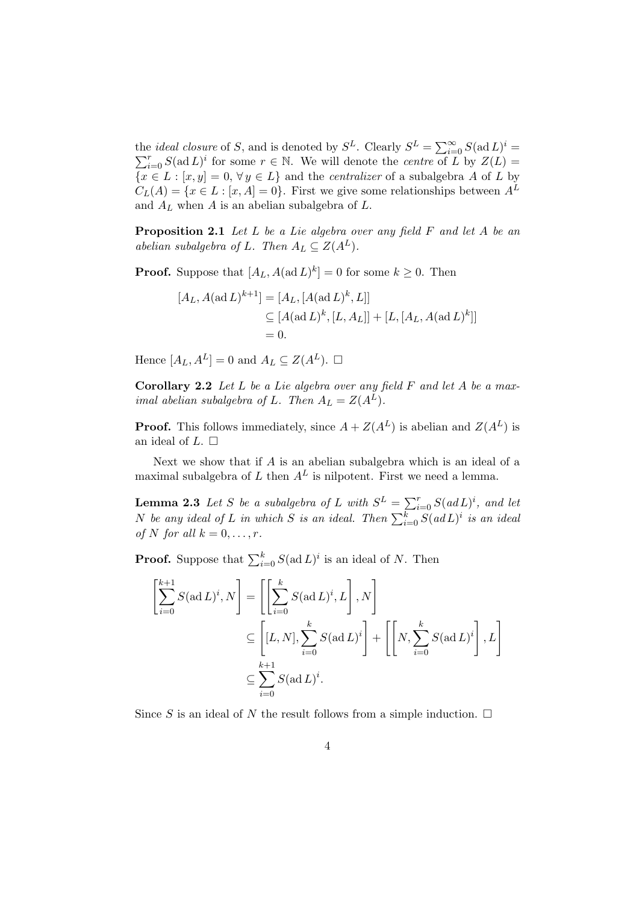the *ideal closure* of $S$, and is denoted by $S^L$. Clearly $S^L = \sum_{i=0}^{\infty} S(\operatorname{ad} L)^i = \sum_{i=0}^{r} S(\operatorname{ad} L)^i$ for some $r \in \mathbb{N}$. We will denote the *centre* of $L$ by $Z(L) = \{x \in L : [x, y] = 0, \forall\, y \in L\}$ and the *centralizer* of a subalgebra $A$ of $L$ by $C_L(A) = \{x \in L : [x, A] = 0\}$. First we give some relationships between $A^L$ and $A_L$ when $A$ is an abelian subalgebra of $L$.

**Proposition 2.1** *Let $L$ be a Lie algebra over any field $F$ and let $A$ be an abelian subalgebra of $L$. Then $A_L \subseteq Z(A^L)$.*

**Proof.** Suppose that $[A_L, A(\operatorname{ad} L)^k] = 0$ for some $k \geq 0$. Then

$$\begin{aligned}
[A_L, A(\operatorname{ad} L)^{k+1}] &= [A_L, [A(\operatorname{ad} L)^k, L]] \\
&\subseteq [A(\operatorname{ad} L)^k, [L, A_L]] + [L, [A_L, A(\operatorname{ad} L)^k]] \\
&= 0.
\end{aligned}$$

Hence $[A_L, A^L] = 0$ and $A_L \subseteq Z(A^L)$. $\square$

**Corollary 2.2** *Let $L$ be a Lie algebra over any field $F$ and let $A$ be a maximal abelian subalgebra of $L$. Then $A_L = Z(A^L)$.*

**Proof.** This follows immediately, since $A + Z(A^L)$ is abelian and $Z(A^L)$ is an ideal of $L$. $\square$

Next we show that if $A$ is an abelian subalgebra which is an ideal of a maximal subalgebra of $L$ then $A^L$ is nilpotent. First we need a lemma.

**Lemma 2.3** *Let $S$ be a subalgebra of $L$ with $S^L = \sum_{i=0}^{r} S(\operatorname{ad} L)^i$, and let $N$ be any ideal of $L$ in which $S$ is an ideal. Then $\sum_{i=0}^{k} S(\operatorname{ad} L)^i$ is an ideal of $N$ for all $k = 0, \ldots, r$.*

**Proof.** Suppose that $\sum_{i=0}^{k} S(\operatorname{ad} L)^i$ is an ideal of $N$. Then

$$\begin{aligned}
\left[\sum_{i=0}^{k+1} S(\operatorname{ad} L)^i, N\right] &= \left[\left[\sum_{i=0}^{k} S(\operatorname{ad} L)^i, L\right], N\right] \\
&\subseteq \left[[L, N], \sum_{i=0}^{k} S(\operatorname{ad} L)^i\right] + \left[\left[N, \sum_{i=0}^{k} S(\operatorname{ad} L)^i\right], L\right] \\
&\subseteq \sum_{i=0}^{k+1} S(\operatorname{ad} L)^i.
\end{aligned}$$

Since $S$ is an ideal of $N$ the result follows from a simple induction. $\square$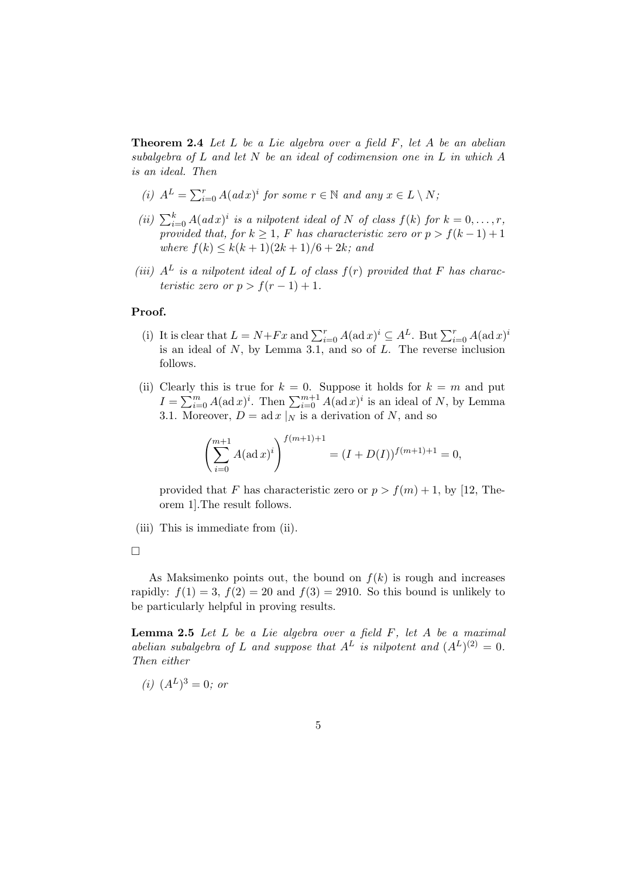**Theorem 2.4** *Let $L$ be a Lie algebra over a field $F$, let $A$ be an abelian subalgebra of $L$ and let $N$ be an ideal of codimension one in $L$ in which $A$ is an ideal. Then*

*(i) $A^L = \sum_{i=0}^{r} A(ad\, x)^i$ for some $r \in \mathbb{N}$ and any $x \in L \setminus N$;*

*(ii) $\sum_{i=0}^{k} A(ad\, x)^i$ is a nilpotent ideal of $N$ of class $f(k)$ for $k = 0, \ldots, r$, provided that, for $k \geq 1$, $F$ has characteristic zero or $p > f(k-1) + 1$ where $f(k) \leq k(k+1)(2k+1)/6 + 2k$; and*

*(iii) $A^L$ is a nilpotent ideal of $L$ of class $f(r)$ provided that $F$ has characteristic zero or $p > f(r-1) + 1$.*

**Proof.**

(i) It is clear that $L = N \dot{+} Fx$ and $\sum_{i=0}^{r} A(\operatorname{ad} x)^i \subseteq A^L$. But $\sum_{i=0}^{r} A(\operatorname{ad} x)^i$ is an ideal of $N$, by Lemma 3.1, and so of $L$. The reverse inclusion follows.

(ii) Clearly this is true for $k = 0$. Suppose it holds for $k = m$ and put $I = \sum_{i=0}^{m} A(\operatorname{ad} x)^i$. Then $\sum_{i=0}^{m+1} A(\operatorname{ad} x)^i$ is an ideal of $N$, by Lemma 3.1. Moreover, $D = \operatorname{ad} x\mid_N$ is a derivation of $N$, and so

$$\left( \sum_{i=0}^{m+1} A(\operatorname{ad} x)^i \right)^{f(m+1)+1} = (I + D(I))^{f(m+1)+1} = 0,$$

provided that $F$ has characteristic zero or $p > f(m) + 1$, by [12, Theorem 1].The result follows.

(iii) This is immediate from (ii).

□

As Maksimenko points out, the bound on $f(k)$ is rough and increases rapidly: $f(1) = 3$, $f(2) = 20$ and $f(3) = 2910$. So this bound is unlikely to be particularly helpful in proving results.

**Lemma 2.5** *Let $L$ be a Lie algebra over a field $F$, let $A$ be a maximal abelian subalgebra of $L$ and suppose that $A^L$ is nilpotent and $(A^L)^{(2)} = 0$. Then either*

*(i) $(A^L)^3 = 0$; or*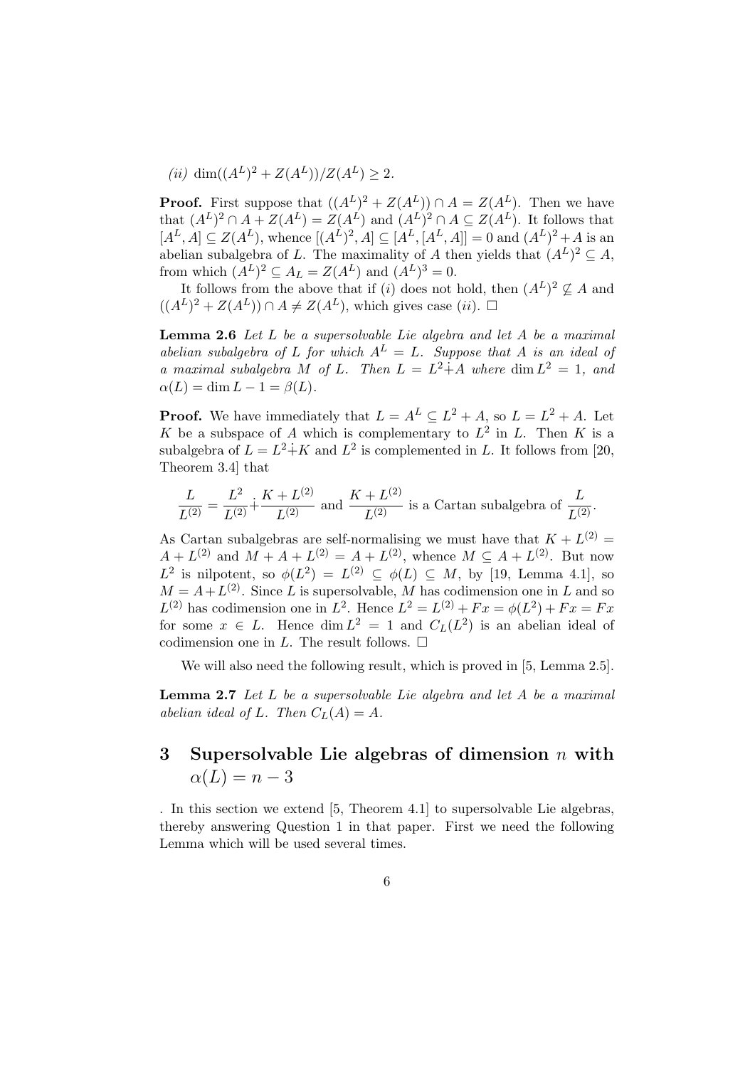*(ii)* $\dim((A^L)^2 + Z(A^L))/Z(A^L) \geq 2$.

**Proof.** First suppose that $((A^L)^2 + Z(A^L)) \cap A = Z(A^L)$. Then we have that $(A^L)^2 \cap A + Z(A^L) = Z(A^L)$ and $(A^L)^2 \cap A \subseteq Z(A^L)$. It follows that $[A^L, A] \subseteq Z(A^L)$, whence $[(A^L)^2, A] \subseteq [A^L, [A^L, A]] = 0$ and $(A^L)^2 + A$ is an abelian subalgebra of $L$. The maximality of $A$ then yields that $(A^L)^2 \subseteq A$, from which $(A^L)^2 \subseteq A_L = Z(A^L)$ and $(A^L)^3 = 0$.

It follows from the above that if $(i)$ does not hold, then $(A^L)^2 \not\subseteq A$ and $((A^L)^2 + Z(A^L)) \cap A \neq Z(A^L)$, which gives case $(ii)$. □

**Lemma 2.6** *Let $L$ be a supersolvable Lie algebra and let $A$ be a maximal abelian subalgebra of $L$ for which $A^L = L$. Suppose that $A$ is an ideal of a maximal subalgebra $M$ of $L$. Then $L = L^2 \dot{+} A$ where $\dim L^2 = 1$, and $\alpha(L) = \dim L - 1 = \beta(L)$.*

**Proof.** We have immediately that $L = A^L \subseteq L^2 + A$, so $L = L^2 + A$. Let $K$ be a subspace of $A$ which is complementary to $L^2$ in $L$. Then $K$ is a subalgebra of $L = L^2 \dot{+} K$ and $L^2$ is complemented in $L$. It follows from [20, Theorem 3.4] that

$$\frac{L}{L^{(2)}} = \frac{L^2}{L^{(2)}} \dot{+} \frac{K + L^{(2)}}{L^{(2)}} \text{ and } \frac{K + L^{(2)}}{L^{(2)}} \text{ is a Cartan subalgebra of } \frac{L}{L^{(2)}}.$$

As Cartan subalgebras are self-normalising we must have that $K + L^{(2)} = A + L^{(2)}$ and $M + A + L^{(2)} = A + L^{(2)}$, whence $M \subseteq A + L^{(2)}$. But now $L^2$ is nilpotent, so $\phi(L^2) = L^{(2)} \subseteq \phi(L) \subseteq M$, by [19, Lemma 4.1], so $M = A + L^{(2)}$. Since $L$ is supersolvable, $M$ has codimension one in $L$ and so $L^{(2)}$ has codimension one in $L^2$. Hence $L^2 = L^{(2)} + Fx = \phi(L^2) + Fx = Fx$ for some $x \in L$. Hence $\dim L^2 = 1$ and $C_L(L^2)$ is an abelian ideal of codimension one in $L$. The result follows. □

We will also need the following result, which is proved in [5, Lemma 2.5].

**Lemma 2.7** *Let $L$ be a supersolvable Lie algebra and let $A$ be a maximal abelian ideal of $L$. Then $C_L(A) = A$.*

## 3 Supersolvable Lie algebras of dimension $n$ with $\alpha(L) = n - 3$

. In this section we extend [5, Theorem 4.1] to supersolvable Lie algebras, thereby answering Question 1 in that paper. First we need the following Lemma which will be used several times.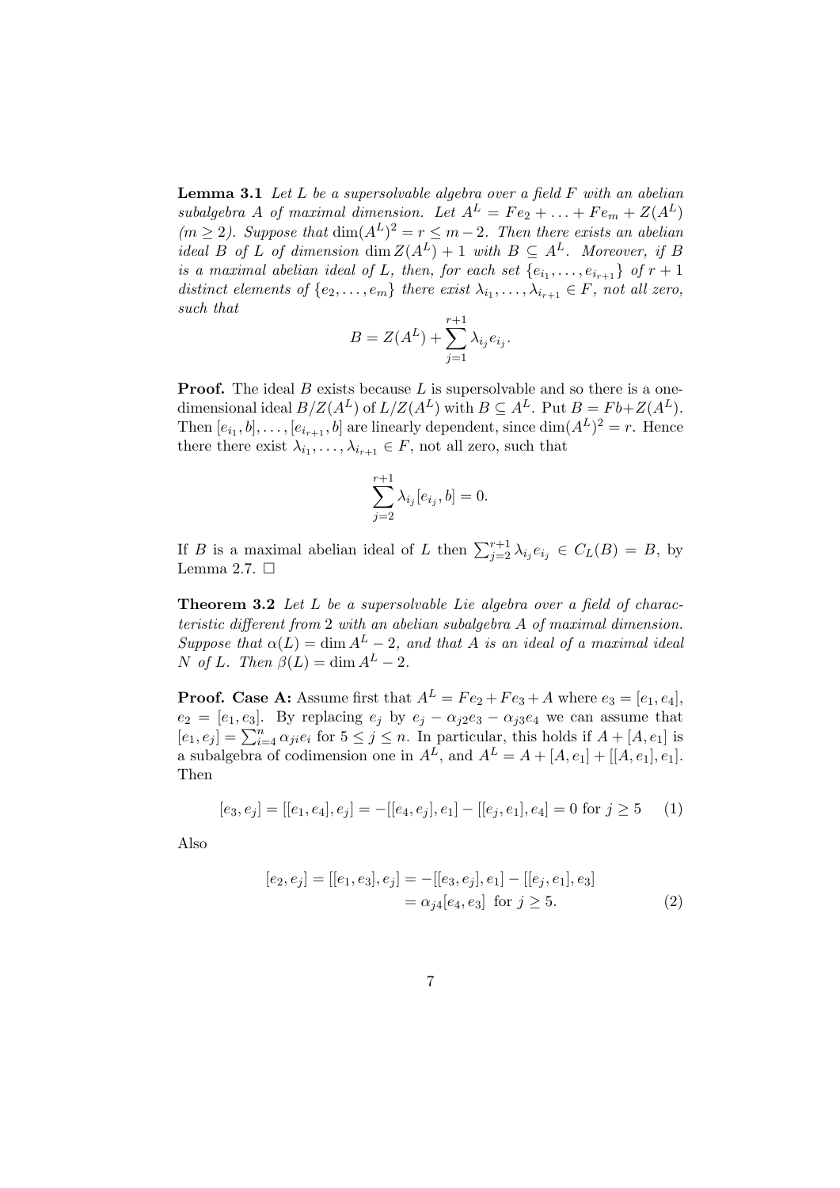**Lemma 3.1** *Let $L$ be a supersolvable algebra over a field $F$ with an abelian subalgebra $A$ of maximal dimension. Let $A^L = Fe_2 + \ldots + Fe_m + Z(A^L)$ $(m \geq 2)$. Suppose that $\dim(A^L)^2 = r \leq m - 2$. Then there exists an abelian ideal $B$ of $L$ of dimension $\dim Z(A^L) + 1$ with $B \subseteq A^L$. Moreover, if $B$ is a maximal abelian ideal of $L$, then, for each set $\{e_{i_1}, \ldots, e_{i_{r+1}}\}$ of $r+1$ distinct elements of $\{e_2, \ldots, e_m\}$ there exist $\lambda_{i_1}, \ldots, \lambda_{i_{r+1}} \in F$, not all zero, such that*

$$B = Z(A^L) + \sum_{j=1}^{r+1} \lambda_{i_j} e_{i_j}.$$

**Proof.** The ideal $B$ exists because $L$ is supersolvable and so there is a one-dimensional ideal $B/Z(A^L)$ of $L/Z(A^L)$ with $B \subseteq A^L$. Put $B = Fb + Z(A^L)$. Then $[e_{i_1}, b], \ldots, [e_{i_{r+1}}, b]$ are linearly dependent, since $\dim(A^L)^2 = r$. Hence there there exist $\lambda_{i_1}, \ldots, \lambda_{i_{r+1}} \in F$, not all zero, such that

$$\sum_{j=2}^{r+1} \lambda_{i_j} [e_{i_j}, b] = 0.$$

If $B$ is a maximal abelian ideal of $L$ then $\sum_{j=2}^{r+1} \lambda_{i_j} e_{i_j} \in C_L(B) = B$, by Lemma 2.7. □

**Theorem 3.2** *Let $L$ be a supersolvable Lie algebra over a field of characteristic different from 2 with an abelian subalgebra $A$ of maximal dimension. Suppose that $\alpha(L) = \dim A^L - 2$, and that $A$ is an ideal of a maximal ideal $N$ of $L$. Then $\beta(L) = \dim A^L - 2$.*

**Proof. Case A:** Assume first that $A^L = Fe_2 + Fe_3 + A$ where $e_3 = [e_1, e_4]$, $e_2 = [e_1, e_3]$. By replacing $e_j$ by $e_j - \alpha_{j2} e_3 - \alpha_{j3} e_4$ we can assume that $[e_1, e_j] = \sum_{i=4}^{n} \alpha_{ji} e_i$ for $5 \leq j \leq n$. In particular, this holds if $A + [A, e_1]$ is a subalgebra of codimension one in $A^L$, and $A^L = A + [A, e_1] + [[A, e_1], e_1]$. Then

$$[e_3, e_j] = [[e_1, e_4], e_j] = -[[e_4, e_j], e_1] - [[e_j, e_1], e_4] = 0 \text{ for } j \geq 5 \quad (1)$$

Also

$$\begin{aligned} [e_2, e_j] = [[e_1, e_3], e_j] &= -[[e_3, e_j], e_1] - [[e_j, e_1], e_3] \\ &= \alpha_{j4} [e_4, e_3] \text{ for } j \geq 5. \end{aligned} \quad (2)$$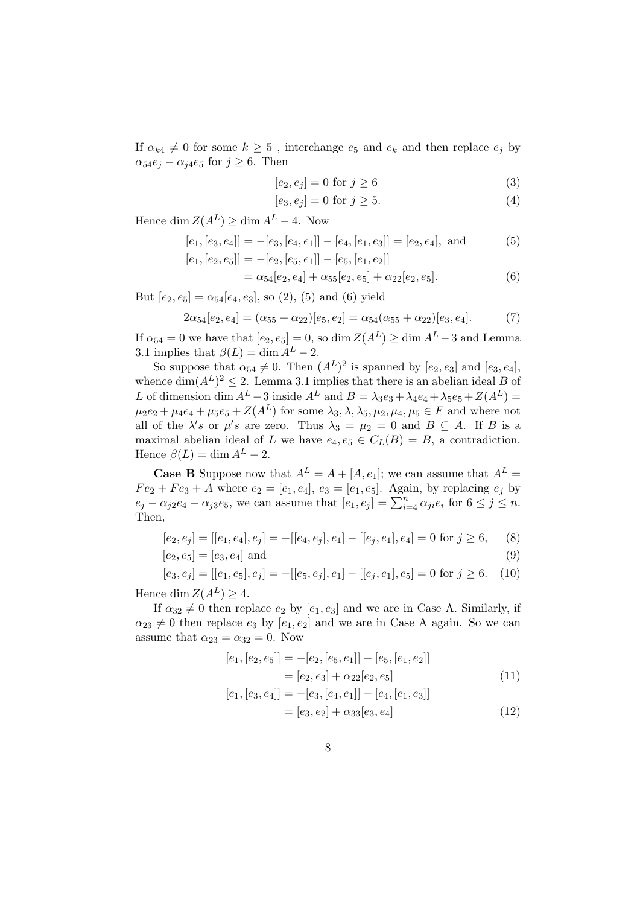If $\alpha_{k4} \neq 0$ for some $k \geq 5$ , interchange $e_5$ and $e_k$ and then replace $e_j$ by $\alpha_{54}e_j - \alpha_{j4}e_5$ for $j \geq 6$. Then

$$[e_2, e_j] = 0 \text{ for } j \geq 6 \tag{3}$$

$$[e_3, e_j] = 0 \text{ for } j \geq 5. \tag{4}$$

Hence $\dim Z(A^L) \geq \dim A^L - 4$. Now

$$[e_1, [e_3, e_4]] = -[e_3, [e_4, e_1]] - [e_4, [e_1, e_3]] = [e_2, e_4], \text{ and} \tag{5}$$

$$\begin{aligned} [e_1, [e_2, e_5]] &= -[e_2, [e_5, e_1]] - [e_5, [e_1, e_2]] \\ &= \alpha_{54}[e_2, e_4] + \alpha_{55}[e_2, e_5] + \alpha_{22}[e_2, e_5]. \end{aligned} \tag{6}$$

But $[e_2, e_5] = \alpha_{54}[e_4, e_3]$, so (2), (5) and (6) yield

$$2\alpha_{54}[e_2, e_4] = (\alpha_{55} + \alpha_{22})[e_5, e_2] = \alpha_{54}(\alpha_{55} + \alpha_{22})[e_3, e_4]. \tag{7}$$

If $\alpha_{54} = 0$ we have that $[e_2, e_5] = 0$, so $\dim Z(A^L) \geq \dim A^L - 3$ and Lemma 3.1 implies that $\beta(L) = \dim A^L - 2$.

So suppose that $\alpha_{54} \neq 0$. Then $(A^L)^2$ is spanned by $[e_2, e_3]$ and $[e_3, e_4]$, whence $\dim(A^L)^2 \leq 2$. Lemma 3.1 implies that there is an abelian ideal $B$ of $L$ of dimension $\dim A^L - 3$ inside $A^L$ and $B = \lambda_3 e_3 + \lambda_4 e_4 + \lambda_5 e_5 + Z(A^L) = \mu_2 e_2 + \mu_4 e_4 + \mu_5 e_5 + Z(A^L)$ for some $\lambda_3, \lambda, \lambda_5, \mu_2, \mu_4, \mu_5 \in F$ and where not all of the $\lambda's$ or $\mu's$ are zero. Thus $\lambda_3 = \mu_2 = 0$ and $B \subseteq A$. If $B$ is a maximal abelian ideal of $L$ we have $e_4, e_5 \in C_L(B) = B$, a contradiction. Hence $\beta(L) = \dim A^L - 2$.

**Case B** Suppose now that $A^L = A + [A, e_1]$; we can assume that $A^L = Fe_2 + Fe_3 + A$ where $e_2 = [e_1, e_4]$, $e_3 = [e_1, e_5]$. Again, by replacing $e_j$ by $e_j - \alpha_{j2}e_4 - \alpha_{j3}e_5$, we can assume that $[e_1, e_j] = \sum_{i=4}^{n} \alpha_{ji}e_i$ for $6 \leq j \leq n$. Then,

$$[e_2, e_j] = [[e_1, e_4], e_j] = -[[e_4, e_j], e_1] - [[e_j, e_1], e_4] = 0 \text{ for } j \geq 6, \tag{8}$$

$$[e_2, e_5] = [e_3, e_4] \text{ and} \tag{9}$$

$$[e_3, e_j] = [[e_1, e_5], e_j] = -[[e_5, e_j], e_1] - [[e_j, e_1], e_5] = 0 \text{ for } j \geq 6. \tag{10}$$

Hence $\dim Z(A^L) \geq 4$.

If $\alpha_{32} \neq 0$ then replace $e_2$ by $[e_1, e_3]$ and we are in Case A. Similarly, if $\alpha_{23} \neq 0$ then replace $e_3$ by $[e_1, e_2]$ and we are in Case A again. So we can assume that $\alpha_{23} = \alpha_{32} = 0$. Now

$$\begin{aligned} [e_1, [e_2, e_5]] &= -[e_2, [e_5, e_1]] - [e_5, [e_1, e_2]] \\ &= [e_2, e_3] + \alpha_{22}[e_2, e_5] \end{aligned} \tag{11}$$

$$\begin{aligned} [e_1, [e_3, e_4]] &= -[e_3, [e_4, e_1]] - [e_4, [e_1, e_3]] \\ &= [e_3, e_2] + \alpha_{33}[e_3, e_4] \end{aligned} \tag{12}$$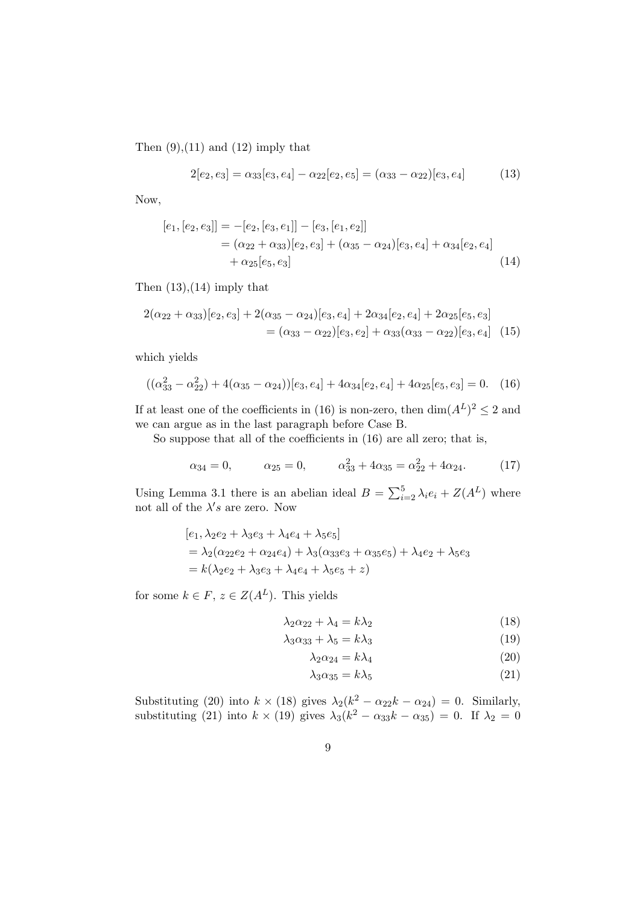Then (9),(11) and (12) imply that

$$2[e_2, e_3] = \alpha_{33}[e_3, e_4] - \alpha_{22}[e_2, e_5] = (\alpha_{33} - \alpha_{22})[e_3, e_4] \tag{13}$$

Now,

$$\begin{aligned}
[e_1, [e_2, e_3]] &= -[e_2, [e_3, e_1]] - [e_3, [e_1, e_2]] \\
&= (\alpha_{22} + \alpha_{33})[e_2, e_3] + (\alpha_{35} - \alpha_{24})[e_3, e_4] + \alpha_{34}[e_2, e_4] \\
&\quad + \alpha_{25}[e_5, e_3]
\end{aligned} \tag{14}$$

Then (13),(14) imply that

$$\begin{aligned}
2(\alpha_{22} + \alpha_{33})[e_2, e_3] + 2(\alpha_{35} - \alpha_{24})[e_3, e_4] + 2\alpha_{34}[e_2, e_4] + 2\alpha_{25}[e_5, e_3] \\
= (\alpha_{33} - \alpha_{22})[e_3, e_2] + \alpha_{33}(\alpha_{33} - \alpha_{22})[e_3, e_4]
\end{aligned} \tag{15}$$

which yields

$$((\alpha_{33}^2 - \alpha_{22}^2) + 4(\alpha_{35} - \alpha_{24}))[e_3, e_4] + 4\alpha_{34}[e_2, e_4] + 4\alpha_{25}[e_5, e_3] = 0. \tag{16}$$

If at least one of the coefficients in (16) is non-zero, then $\dim(A^L)^2 \leq 2$ and we can argue as in the last paragraph before Case B.

So suppose that all of the coefficients in (16) are all zero; that is,

$$\alpha_{34} = 0, \qquad \alpha_{25} = 0, \qquad \alpha_{33}^2 + 4\alpha_{35} = \alpha_{22}^2 + 4\alpha_{24}. \tag{17}$$

Using Lemma 3.1 there is an abelian ideal $B = \sum_{i=2}^{5} \lambda_i e_i + Z(A^L)$ where not all of the $\lambda's$ are zero. Now

$$\begin{aligned}
&[e_1, \lambda_2 e_2 + \lambda_3 e_3 + \lambda_4 e_4 + \lambda_5 e_5] \\
&= \lambda_2(\alpha_{22} e_2 + \alpha_{24} e_4) + \lambda_3(\alpha_{33} e_3 + \alpha_{35} e_5) + \lambda_4 e_2 + \lambda_5 e_3 \\
&= k(\lambda_2 e_2 + \lambda_3 e_3 + \lambda_4 e_4 + \lambda_5 e_5 + z)
\end{aligned}$$

for some $k \in F$, $z \in Z(A^L)$. This yields

$$\lambda_2 \alpha_{22} + \lambda_4 = k\lambda_2 \tag{18}$$

$$\lambda_3 \alpha_{33} + \lambda_5 = k\lambda_3 \tag{19}$$

$$\lambda_2 \alpha_{24} = k\lambda_4 \tag{20}$$

$$\lambda_3 \alpha_{35} = k\lambda_5 \tag{21}$$

Substituting (20) into $k \times$ (18) gives $\lambda_2(k^2 - \alpha_{22}k - \alpha_{24}) = 0$. Similarly, substituting (21) into $k \times$ (19) gives $\lambda_3(k^2 - \alpha_{33}k - \alpha_{35}) = 0$. If $\lambda_2 = 0$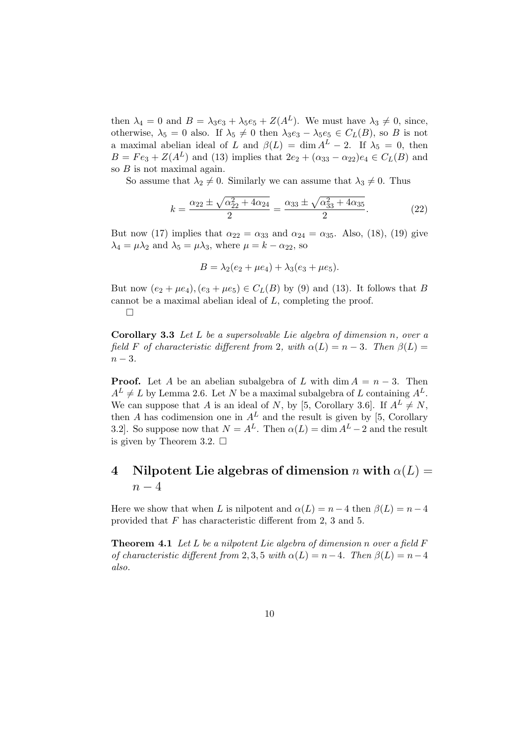then $\lambda_4 = 0$ and $B = \lambda_3 e_3 + \lambda_5 e_5 + Z(A^L)$. We must have $\lambda_3 \neq 0$, since, otherwise, $\lambda_5 = 0$ also. If $\lambda_5 \neq 0$ then $\lambda_3 e_3 - \lambda_5 e_5 \in C_L(B)$, so $B$ is not a maximal abelian ideal of $L$ and $\beta(L) = \dim A^L - 2$. If $\lambda_5 = 0$, then $B = Fe_3 + Z(A^L)$ and (13) implies that $2e_2 + (\alpha_{33} - \alpha_{22})e_4 \in C_L(B)$ and so $B$ is not maximal again.

So assume that $\lambda_2 \neq 0$. Similarly we can assume that $\lambda_3 \neq 0$. Thus

$$k = \frac{\alpha_{22} \pm \sqrt{\alpha_{22}^2 + 4\alpha_{24}}}{2} = \frac{\alpha_{33} \pm \sqrt{\alpha_{33}^2 + 4\alpha_{35}}}{2}. \tag{22}$$

But now (17) implies that $\alpha_{22} = \alpha_{33}$ and $\alpha_{24} = \alpha_{35}$. Also, (18), (19) give $\lambda_4 = \mu\lambda_2$ and $\lambda_5 = \mu\lambda_3$, where $\mu = k - \alpha_{22}$, so

$$B = \lambda_2(e_2 + \mu e_4) + \lambda_3(e_3 + \mu e_5).$$

But now $(e_2 + \mu e_4), (e_3 + \mu e_5) \in C_L(B)$ by (9) and (13). It follows that $B$ cannot be a maximal abelian ideal of $L$, completing the proof.
□

**Corollary 3.3** *Let $L$ be a supersolvable Lie algebra of dimension $n$, over a field $F$ of characteristic different from 2, with $\alpha(L) = n - 3$. Then $\beta(L) = n - 3$.*

**Proof.** Let $A$ be an abelian subalgebra of $L$ with $\dim A = n - 3$. Then $A^L \neq L$ by Lemma 2.6. Let $N$ be a maximal subalgebra of $L$ containing $A^L$. We can suppose that $A$ is an ideal of $N$, by [5, Corollary 3.6]. If $A^L \neq N$, then $A$ has codimension one in $A^L$ and the result is given by [5, Corollary 3.2]. So suppose now that $N = A^L$. Then $\alpha(L) = \dim A^L - 2$ and the result is given by Theorem 3.2. □

## 4 Nilpotent Lie algebras of dimension $n$ with $\alpha(L) = n - 4$

Here we show that when $L$ is nilpotent and $\alpha(L) = n - 4$ then $\beta(L) = n - 4$ provided that $F$ has characteristic different from 2, 3 and 5.

**Theorem 4.1** *Let $L$ be a nilpotent Lie algebra of dimension $n$ over a field $F$ of characteristic different from 2, 3, 5 with $\alpha(L) = n - 4$. Then $\beta(L) = n - 4$ also.*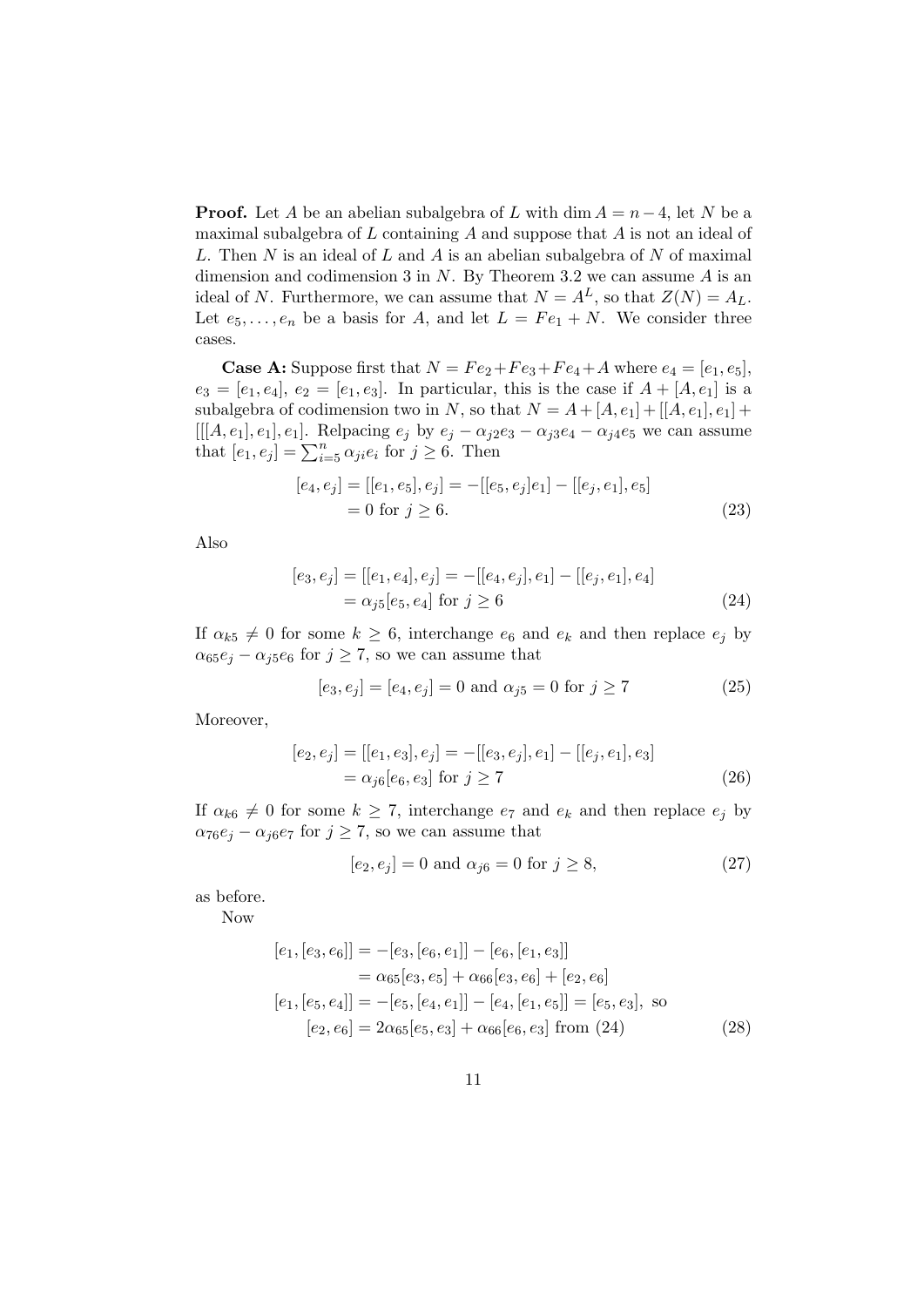**Proof.** Let $A$ be an abelian subalgebra of $L$ with $\dim A = n-4$, let $N$ be a maximal subalgebra of $L$ containing $A$ and suppose that $A$ is not an ideal of $L$. Then $N$ is an ideal of $L$ and $A$ is an abelian subalgebra of $N$ of maximal dimension and codimension 3 in $N$. By Theorem 3.2 we can assume $A$ is an ideal of $N$. Furthermore, we can assume that $N = A^L$, so that $Z(N) = A_L$. Let $e_5, \ldots, e_n$ be a basis for $A$, and let $L = Fe_1 + N$. We consider three cases.

**Case A:** Suppose first that $N = Fe_2 + Fe_3 + Fe_4 + A$ where $e_4 = [e_1, e_5]$, $e_3 = [e_1, e_4]$, $e_2 = [e_1, e_3]$. In particular, this is the case if $A + [A, e_1]$ is a subalgebra of codimension two in $N$, so that $N = A + [A, e_1] + [[A, e_1], e_1] + [[[A, e_1], e_1], e_1]$. Relpacing $e_j$ by $e_j - \alpha_{j2}e_3 - \alpha_{j3}e_4 - \alpha_{j4}e_5$ we can assume that $[e_1, e_j] = \sum_{i=5}^{n} \alpha_{ji} e_i$ for $j \geq 6$. Then

$$
\begin{aligned}
[e_4, e_j] &= [[e_1, e_5], e_j] = -[[e_5, e_j]e_1] - [[e_j, e_1], e_5] \\
&= 0 \text{ for } j \geq 6. 
\end{aligned} \tag{23}
$$

Also

$$
\begin{aligned}
[e_3, e_j] &= [[e_1, e_4], e_j] = -[[e_4, e_j], e_1] - [[e_j, e_1], e_4] \\
&= \alpha_{j5}[e_5, e_4] \text{ for } j \geq 6
\end{aligned} \tag{24}
$$

If $\alpha_{k5} \neq 0$ for some $k \geq 6$, interchange $e_6$ and $e_k$ and then replace $e_j$ by $\alpha_{65}e_j - \alpha_{j5}e_6$ for $j \geq 7$, so we can assume that

$$
[e_3, e_j] = [e_4, e_j] = 0 \text{ and } \alpha_{j5} = 0 \text{ for } j \geq 7 \tag{25}
$$

Moreover,

$$
\begin{aligned}
[e_2, e_j] &= [[e_1, e_3], e_j] = -[[e_3, e_j], e_1] - [[e_j, e_1], e_3] \\
&= \alpha_{j6}[e_6, e_3] \text{ for } j \geq 7
\end{aligned} \tag{26}
$$

If $\alpha_{k6} \neq 0$ for some $k \geq 7$, interchange $e_7$ and $e_k$ and then replace $e_j$ by $\alpha_{76}e_j - \alpha_{j6}e_7$ for $j \geq 7$, so we can assume that

$$
[e_2, e_j] = 0 \text{ and } \alpha_{j6} = 0 \text{ for } j \geq 8, \tag{27}
$$

as before.

Now

$$
\begin{aligned}
[e_1, [e_3, e_6]] &= -[e_3, [e_6, e_1]] - [e_6, [e_1, e_3]] \\
&= \alpha_{65}[e_3, e_5] + \alpha_{66}[e_3, e_6] + [e_2, e_6] \\
[e_1, [e_5, e_4]] &= -[e_5, [e_4, e_1]] - [e_4, [e_1, e_5]] = [e_5, e_3], \text{ so} \\
[e_2, e_6] &= 2\alpha_{65}[e_5, e_3] + \alpha_{66}[e_6, e_3] \text{ from (24)}
\end{aligned} \tag{28}
$$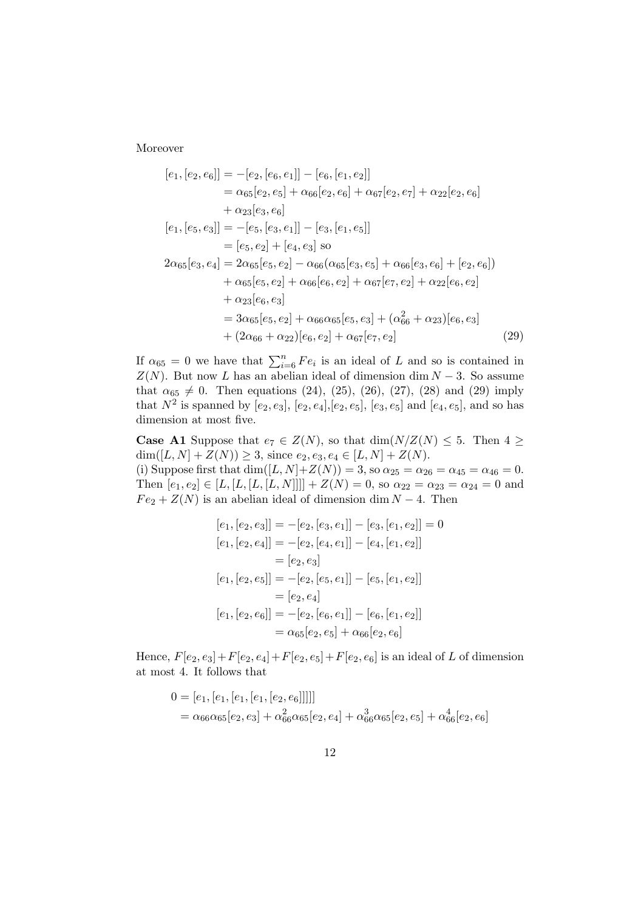Moreover

$$
\begin{aligned}
[e_1,[e_2,e_6]] &= -[e_2,[e_6,e_1]] - [e_6,[e_1,e_2]] \\
&= \alpha_{65}[e_2,e_5] + \alpha_{66}[e_2,e_6] + \alpha_{67}[e_2,e_7] + \alpha_{22}[e_2,e_6] \\
&\quad + \alpha_{23}[e_3,e_6] \\
[e_1,[e_5,e_3]] &= -[e_5,[e_3,e_1]] - [e_3,[e_1,e_5]] \\
&= [e_5,e_2] + [e_4,e_3] \text{ so} \\
2\alpha_{65}[e_3,e_4] &= 2\alpha_{65}[e_5,e_2] - \alpha_{66}(\alpha_{65}[e_3,e_5] + \alpha_{66}[e_3,e_6] + [e_2,e_6]) \\
&\quad + \alpha_{65}[e_5,e_2] + \alpha_{66}[e_6,e_2] + \alpha_{67}[e_7,e_2] + \alpha_{22}[e_6,e_2] \\
&\quad + \alpha_{23}[e_6,e_3] \\
&= 3\alpha_{65}[e_5,e_2] + \alpha_{66}\alpha_{65}[e_5,e_3] + (\alpha_{66}^2 + \alpha_{23})[e_6,e_3] \\
&\quad + (2\alpha_{66} + \alpha_{22})[e_6,e_2] + \alpha_{67}[e_7,e_2] \qquad (29)
\end{aligned}
$$

If $\alpha_{65} = 0$ we have that $\sum_{i=6}^{n} Fe_i$ is an ideal of $L$ and so is contained in $Z(N)$. But now $L$ has an abelian ideal of dimension $\dim N - 3$. So assume that $\alpha_{65} \neq 0$. Then equations (24), (25), (26), (27), (28) and (29) imply that $N^2$ is spanned by $[e_2,e_3]$, $[e_2,e_4]$,$[e_2,e_5]$, $[e_3,e_5]$ and $[e_4,e_5]$, and so has dimension at most five.

**Case A1** Suppose that $e_7 \in Z(N)$, so that $\dim(N/Z(N) \leq 5$. Then $4 \geq \dim([L,N]+Z(N)) \geq 3$, since $e_2,e_3,e_4 \in [L,N]+Z(N)$.
(i) Suppose first that $\dim([L,N]+Z(N)) = 3$, so $\alpha_{25} = \alpha_{26} = \alpha_{45} = \alpha_{46} = 0$. Then $[e_1,e_2] \in [L,[L,[L,[L,N]]]] + Z(N) = 0$, so $\alpha_{22} = \alpha_{23} = \alpha_{24} = 0$ and $Fe_2 + Z(N)$ is an abelian ideal of dimension $\dim N - 4$. Then

$$
\begin{aligned}
[e_1,[e_2,e_3]] &= -[e_2,[e_3,e_1]] - [e_3,[e_1,e_2]] = 0 \\
[e_1,[e_2,e_4]] &= -[e_2,[e_4,e_1]] - [e_4,[e_1,e_2]] \\
&= [e_2,e_3] \\
[e_1,[e_2,e_5]] &= -[e_2,[e_5,e_1]] - [e_5,[e_1,e_2]] \\
&= [e_2,e_4] \\
[e_1,[e_2,e_6]] &= -[e_2,[e_6,e_1]] - [e_6,[e_1,e_2]] \\
&= \alpha_{65}[e_2,e_5] + \alpha_{66}[e_2,e_6]
\end{aligned}
$$

Hence, $F[e_2,e_3]+F[e_2,e_4]+F[e_2,e_5]+F[e_2,e_6]$ is an ideal of $L$ of dimension at most 4. It follows that

$$
\begin{aligned}
0 &= [e_1,[e_1,[e_1,[e_1,[e_2,e_6]]]]] \\
&= \alpha_{66}\alpha_{65}[e_2,e_3] + \alpha_{66}^2\alpha_{65}[e_2,e_4] + \alpha_{66}^3\alpha_{65}[e_2,e_5] + \alpha_{66}^4[e_2,e_6]
\end{aligned}
$$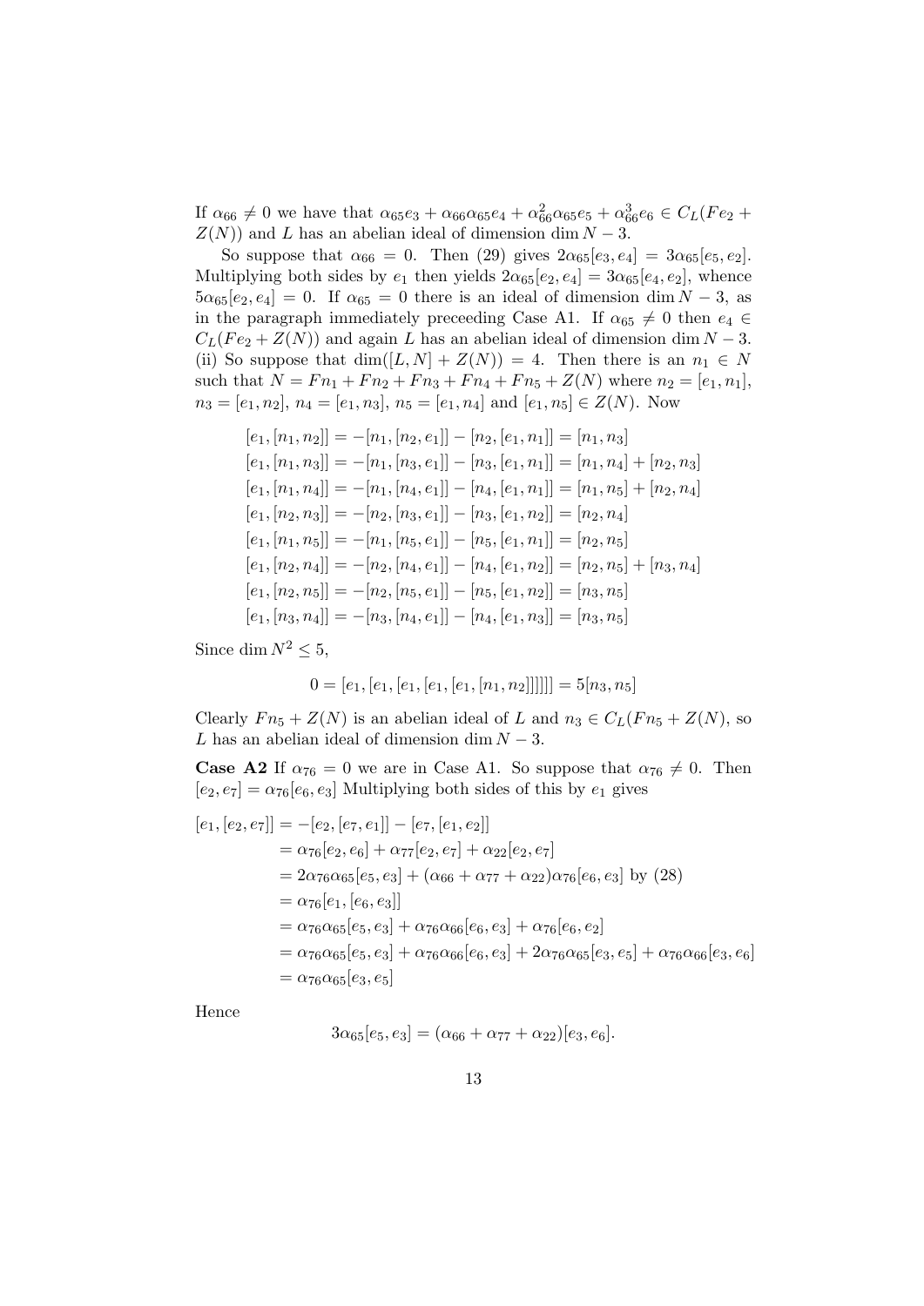If $\alpha_{66} \neq 0$ we have that $\alpha_{65}e_3 + \alpha_{66}\alpha_{65}e_4 + \alpha_{66}^2\alpha_{65}e_5 + \alpha_{66}^3e_6 \in C_L(Fe_2 + Z(N))$ and $L$ has an abelian ideal of dimension $\dim N - 3$.

So suppose that $\alpha_{66} = 0$. Then (29) gives $2\alpha_{65}[e_3, e_4] = 3\alpha_{65}[e_5, e_2]$. Multiplying both sides by $e_1$ then yields $2\alpha_{65}[e_2, e_4] = 3\alpha_{65}[e_4, e_2]$, whence $5\alpha_{65}[e_2, e_4] = 0$. If $\alpha_{65} = 0$ there is an ideal of dimension $\dim N - 3$, as in the paragraph immediately preceeding Case A1. If $\alpha_{65} \neq 0$ then $e_4 \in C_L(Fe_2 + Z(N))$ and again $L$ has an abelian ideal of dimension $\dim N - 3$.
(ii) So suppose that $\dim([L, N] + Z(N)) = 4$. Then there is an $n_1 \in N$ such that $N = Fn_1 + Fn_2 + Fn_3 + Fn_4 + Fn_5 + Z(N)$ where $n_2 = [e_1, n_1]$, $n_3 = [e_1, n_2]$, $n_4 = [e_1, n_3]$, $n_5 = [e_1, n_4]$ and $[e_1, n_5] \in Z(N)$. Now

$$
\begin{aligned}
[e_1, [n_1, n_2]] &= -[n_1, [n_2, e_1]] - [n_2, [e_1, n_1]] = [n_1, n_3] \\
[e_1, [n_1, n_3]] &= -[n_1, [n_3, e_1]] - [n_3, [e_1, n_1]] = [n_1, n_4] + [n_2, n_3] \\
[e_1, [n_1, n_4]] &= -[n_1, [n_4, e_1]] - [n_4, [e_1, n_1]] = [n_1, n_5] + [n_2, n_4] \\
[e_1, [n_2, n_3]] &= -[n_2, [n_3, e_1]] - [n_3, [e_1, n_2]] = [n_2, n_4] \\
[e_1, [n_1, n_5]] &= -[n_1, [n_5, e_1]] - [n_5, [e_1, n_1]] = [n_2, n_5] \\
[e_1, [n_2, n_4]] &= -[n_2, [n_4, e_1]] - [n_4, [e_1, n_2]] = [n_2, n_5] + [n_3, n_4] \\
[e_1, [n_2, n_5]] &= -[n_2, [n_5, e_1]] - [n_5, [e_1, n_2]] = [n_3, n_5] \\
[e_1, [n_3, n_4]] &= -[n_3, [n_4, e_1]] - [n_4, [e_1, n_3]] = [n_3, n_5]
\end{aligned}
$$

Since $\dim N^2 \leq 5$,

$$
0 = [e_1, [e_1, [e_1, [e_1, [e_1, [n_1, n_2]]]]]] = 5[n_3, n_5]
$$

Clearly $Fn_5 + Z(N)$ is an abelian ideal of $L$ and $n_3 \in C_L(Fn_5 + Z(N))$, so $L$ has an abelian ideal of dimension $\dim N - 3$.

**Case A2** If $\alpha_{76} = 0$ we are in Case A1. So suppose that $\alpha_{76} \neq 0$. Then $[e_2, e_7] = \alpha_{76}[e_6, e_3]$ Multiplying both sides of this by $e_1$ gives

$$
\begin{aligned}
[e_1, [e_2, e_7]] &= -[e_2, [e_7, e_1]] - [e_7, [e_1, e_2]] \\
&= \alpha_{76}[e_2, e_6] + \alpha_{77}[e_2, e_7] + \alpha_{22}[e_2, e_7] \\
&= 2\alpha_{76}\alpha_{65}[e_5, e_3] + (\alpha_{66} + \alpha_{77} + \alpha_{22})\alpha_{76}[e_6, e_3] \text{ by (28)} \\
&= \alpha_{76}[e_1, [e_6, e_3]] \\
&= \alpha_{76}\alpha_{65}[e_5, e_3] + \alpha_{76}\alpha_{66}[e_6, e_3] + \alpha_{76}[e_6, e_2] \\
&= \alpha_{76}\alpha_{65}[e_5, e_3] + \alpha_{76}\alpha_{66}[e_6, e_3] + 2\alpha_{76}\alpha_{65}[e_3, e_5] + \alpha_{76}\alpha_{66}[e_3, e_6] \\
&= \alpha_{76}\alpha_{65}[e_3, e_5]
\end{aligned}
$$

Hence

$$
3\alpha_{65}[e_5, e_3] = (\alpha_{66} + \alpha_{77} + \alpha_{22})[e_3, e_6].
$$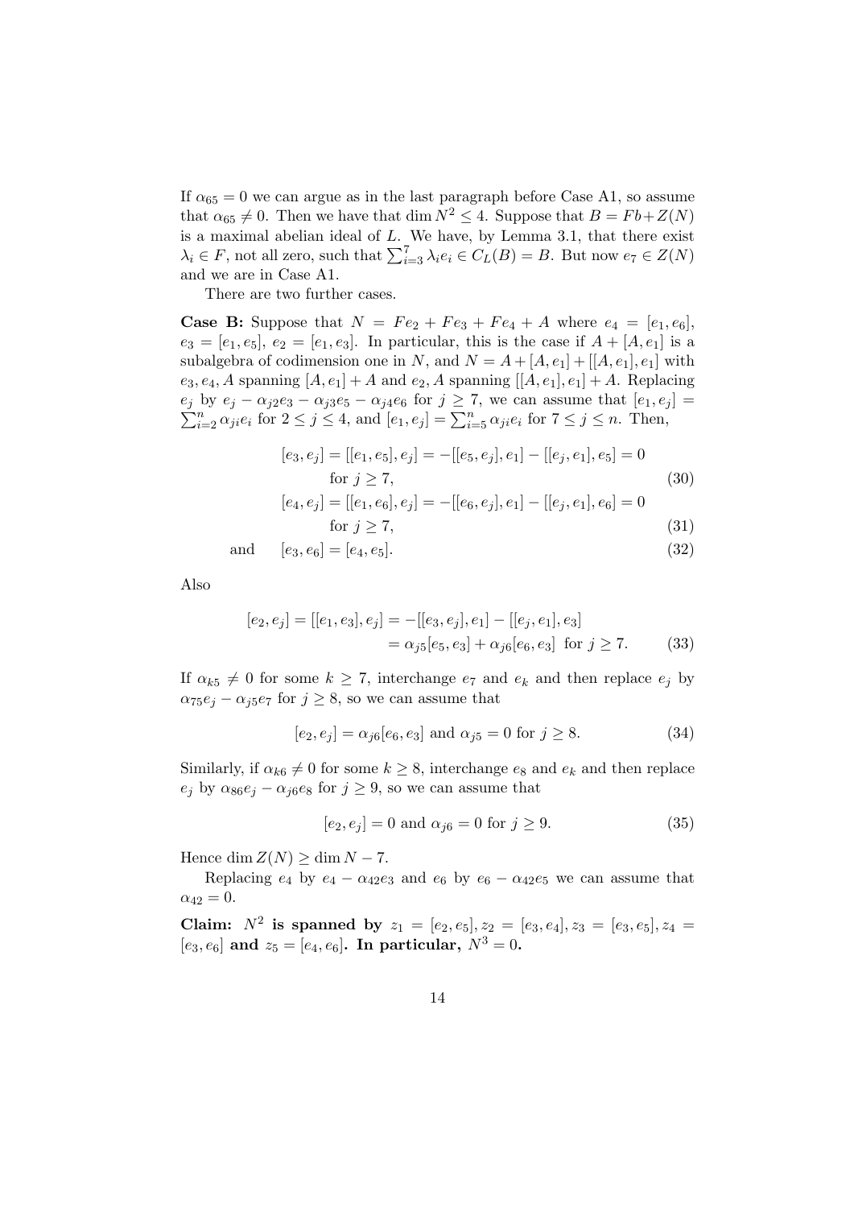If $\alpha_{65} = 0$ we can argue as in the last paragraph before Case A1, so assume that $\alpha_{65} \neq 0$. Then we have that $\dim N^2 \leq 4$. Suppose that $B = Fb + Z(N)$ is a maximal abelian ideal of $L$. We have, by Lemma 3.1, that there exist $\lambda_i \in F$, not all zero, such that $\sum_{i=3}^{7} \lambda_i e_i \in C_L(B) = B$. But now $e_7 \in Z(N)$ and we are in Case A1.

There are two further cases.

**Case B:** Suppose that $N = Fe_2 + Fe_3 + Fe_4 + A$ where $e_4 = [e_1, e_6]$, $e_3 = [e_1, e_5]$, $e_2 = [e_1, e_3]$. In particular, this is the case if $A + [A, e_1]$ is a subalgebra of codimension one in $N$, and $N = A + [A, e_1] + [[A, e_1], e_1]$ with $e_3, e_4, A$ spanning $[A, e_1] + A$ and $e_2, A$ spanning $[[A, e_1], e_1] + A$. Replacing $e_j$ by $e_j - \alpha_{j2}e_3 - \alpha_{j3}e_5 - \alpha_{j4}e_6$ for $j \geq 7$, we can assume that $[e_1, e_j] = \sum_{i=2}^{n} \alpha_{ji}e_i$ for $2 \leq j \leq 4$, and $[e_1, e_j] = \sum_{i=5}^{n} \alpha_{ji}e_i$ for $7 \leq j \leq n$. Then,

$$
\begin{aligned}
[e_3, e_j] &= [[e_1, e_5], e_j] = -[[e_5, e_j], e_1] - [[e_j, e_1], e_5] = 0 \\
&\quad \text{for } j \geq 7, && (30) \\
[e_4, e_j] &= [[e_1, e_6], e_j] = -[[e_6, e_j], e_1] - [[e_j, e_1], e_6] = 0 \\
&\quad \text{for } j \geq 7, && (31) \\
\text{and} \quad [e_3, e_6] &= [e_4, e_5]. && (32)
\end{aligned}
$$

Also

$$
\begin{aligned}
[e_2, e_j] &= [[e_1, e_3], e_j] = -[[e_3, e_j], e_1] - [[e_j, e_1], e_3] \\
&= \alpha_{j5}[e_5, e_3] + \alpha_{j6}[e_6, e_3] \text{ for } j \geq 7. \qquad (33)
\end{aligned}
$$

If $\alpha_{k5} \neq 0$ for some $k \geq 7$, interchange $e_7$ and $e_k$ and then replace $e_j$ by $\alpha_{75}e_j - \alpha_{j5}e_7$ for $j \geq 8$, so we can assume that

$$
[e_2, e_j] = \alpha_{j6}[e_6, e_3] \text{ and } \alpha_{j5} = 0 \text{ for } j \geq 8. \qquad (34)
$$

Similarly, if $\alpha_{k6} \neq 0$ for some $k \geq 8$, interchange $e_8$ and $e_k$ and then replace $e_j$ by $\alpha_{86}e_j - \alpha_{j6}e_8$ for $j \geq 9$, so we can assume that

$$
[e_2, e_j] = 0 \text{ and } \alpha_{j6} = 0 \text{ for } j \geq 9. \qquad (35)
$$

Hence $\dim Z(N) \geq \dim N - 7$.

Replacing $e_4$ by $e_4 - \alpha_{42}e_3$ and $e_6$ by $e_6 - \alpha_{42}e_5$ we can assume that $\alpha_{42} = 0$.

**Claim: $N^2$ is spanned by $z_1 = [e_2, e_5], z_2 = [e_3, e_4], z_3 = [e_3, e_5], z_4 = [e_3, e_6]$ and $z_5 = [e_4, e_6]$. In particular, $N^3 = 0$.**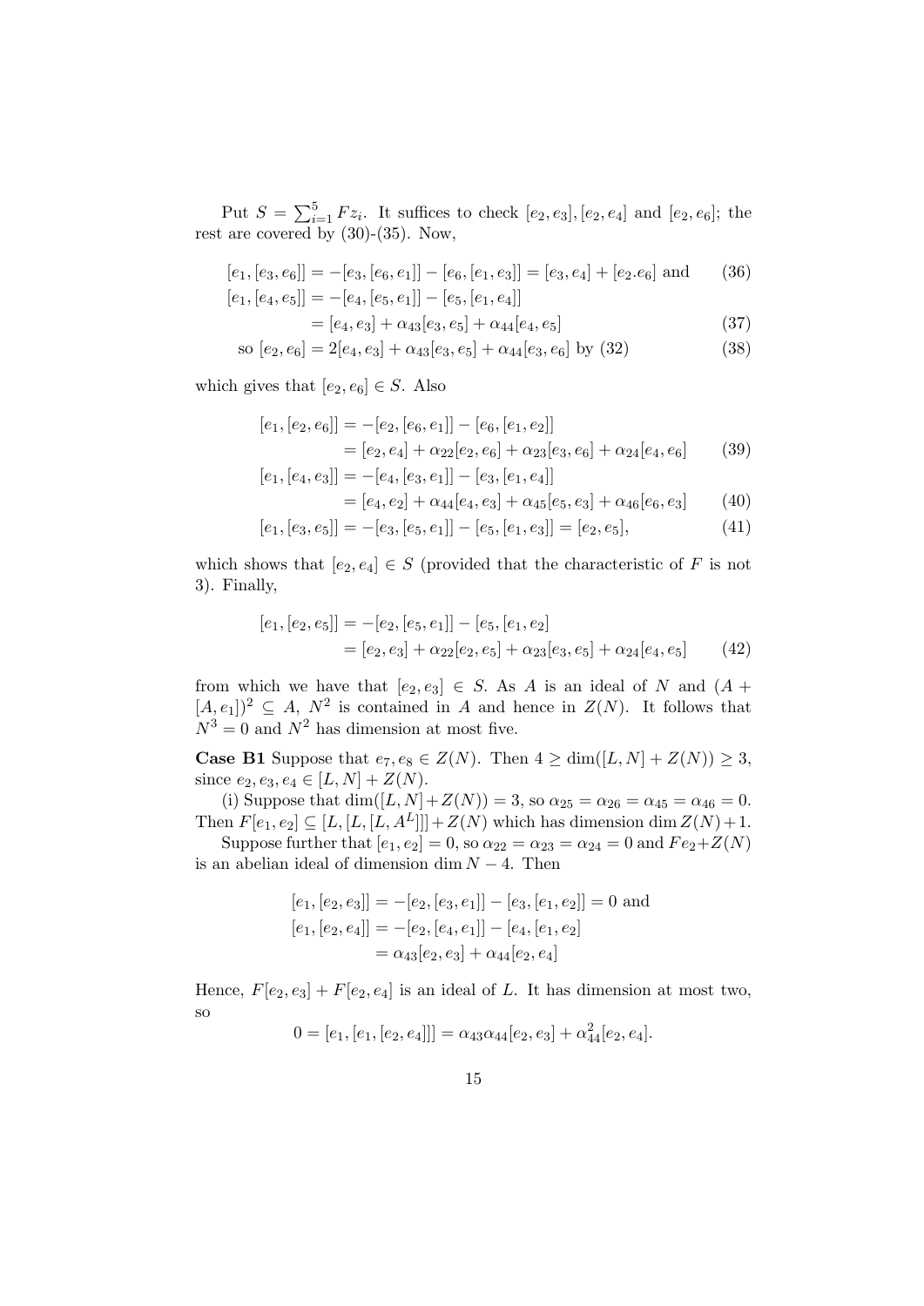Put $S = \sum_{i=1}^{5} Fz_i$. It suffices to check $[e_2, e_3], [e_2, e_4]$ and $[e_2, e_6]$; the rest are covered by (30)-(35). Now,

$$[e_1, [e_3, e_6]] = -[e_3, [e_6, e_1]] - [e_6, [e_1, e_3]] = [e_3, e_4] + [e_2.e_6] \text{ and} \tag{36}$$

$$[e_1, [e_4, e_5]] = -[e_4, [e_5, e_1]] - [e_5, [e_1, e_4]]$$

$$= [e_4, e_3] + \alpha_{43}[e_3, e_5] + \alpha_{44}[e_4, e_5] \tag{37}$$

$$\text{so } [e_2, e_6] = 2[e_4, e_3] + \alpha_{43}[e_3, e_5] + \alpha_{44}[e_3, e_6] \text{ by (32)} \tag{38}$$

which gives that $[e_2, e_6] \in S$. Also

$$[e_1, [e_2, e_6]] = -[e_2, [e_6, e_1]] - [e_6, [e_1, e_2]]$$

$$= [e_2, e_4] + \alpha_{22}[e_2, e_6] + \alpha_{23}[e_3, e_6] + \alpha_{24}[e_4, e_6] \tag{39}$$

$$[e_1, [e_4, e_3]] = -[e_4, [e_3, e_1]] - [e_3, [e_1, e_4]]$$

$$= [e_4, e_2] + \alpha_{44}[e_4, e_3] + \alpha_{45}[e_5, e_3] + \alpha_{46}[e_6, e_3] \tag{40}$$

$$[e_1, [e_3, e_5]] = -[e_3, [e_5, e_1]] - [e_5, [e_1, e_3]] = [e_2, e_5], \tag{41}$$

which shows that $[e_2, e_4] \in S$ (provided that the characteristic of $F$ is not 3). Finally,

$$[e_1, [e_2, e_5]] = -[e_2, [e_5, e_1]] - [e_5, [e_1, e_2]$$

$$= [e_2, e_3] + \alpha_{22}[e_2, e_5] + \alpha_{23}[e_3, e_5] + \alpha_{24}[e_4, e_5] \tag{42}$$

from which we have that $[e_2, e_3] \in S$. As $A$ is an ideal of $N$ and $(A + [A, e_1])^2 \subseteq A$, $N^2$ is contained in $A$ and hence in $Z(N)$. It follows that $N^3 = 0$ and $N^2$ has dimension at most five.

**Case B1** Suppose that $e_7, e_8 \in Z(N)$. Then $4 \geq \dim([L, N] + Z(N)) \geq 3$, since $e_2, e_3, e_4 \in [L, N] + Z(N)$.

(i) Suppose that $\dim([L, N] + Z(N)) = 3$, so $\alpha_{25} = \alpha_{26} = \alpha_{45} = \alpha_{46} = 0$. Then $F[e_1, e_2] \subseteq [L, [L, [L, A^L]]] + Z(N)$ which has dimension $\dim Z(N) + 1$.

Suppose further that $[e_1, e_2] = 0$, so $\alpha_{22} = \alpha_{23} = \alpha_{24} = 0$ and $Fe_2 + Z(N)$ is an abelian ideal of dimension $\dim N - 4$. Then

$$[e_1, [e_2, e_3]] = -[e_2, [e_3, e_1]] - [e_3, [e_1, e_2]] = 0 \text{ and}$$

$$[e_1, [e_2, e_4]] = -[e_2, [e_4, e_1]] - [e_4, [e_1, e_2]$$

$$= \alpha_{43}[e_2, e_3] + \alpha_{44}[e_2, e_4]$$

Hence, $F[e_2, e_3] + F[e_2, e_4]$ is an ideal of $L$. It has dimension at most two, so

$$0 = [e_1, [e_1, [e_2, e_4]]] = \alpha_{43}\alpha_{44}[e_2, e_3] + \alpha_{44}^2[e_2, e_4].$$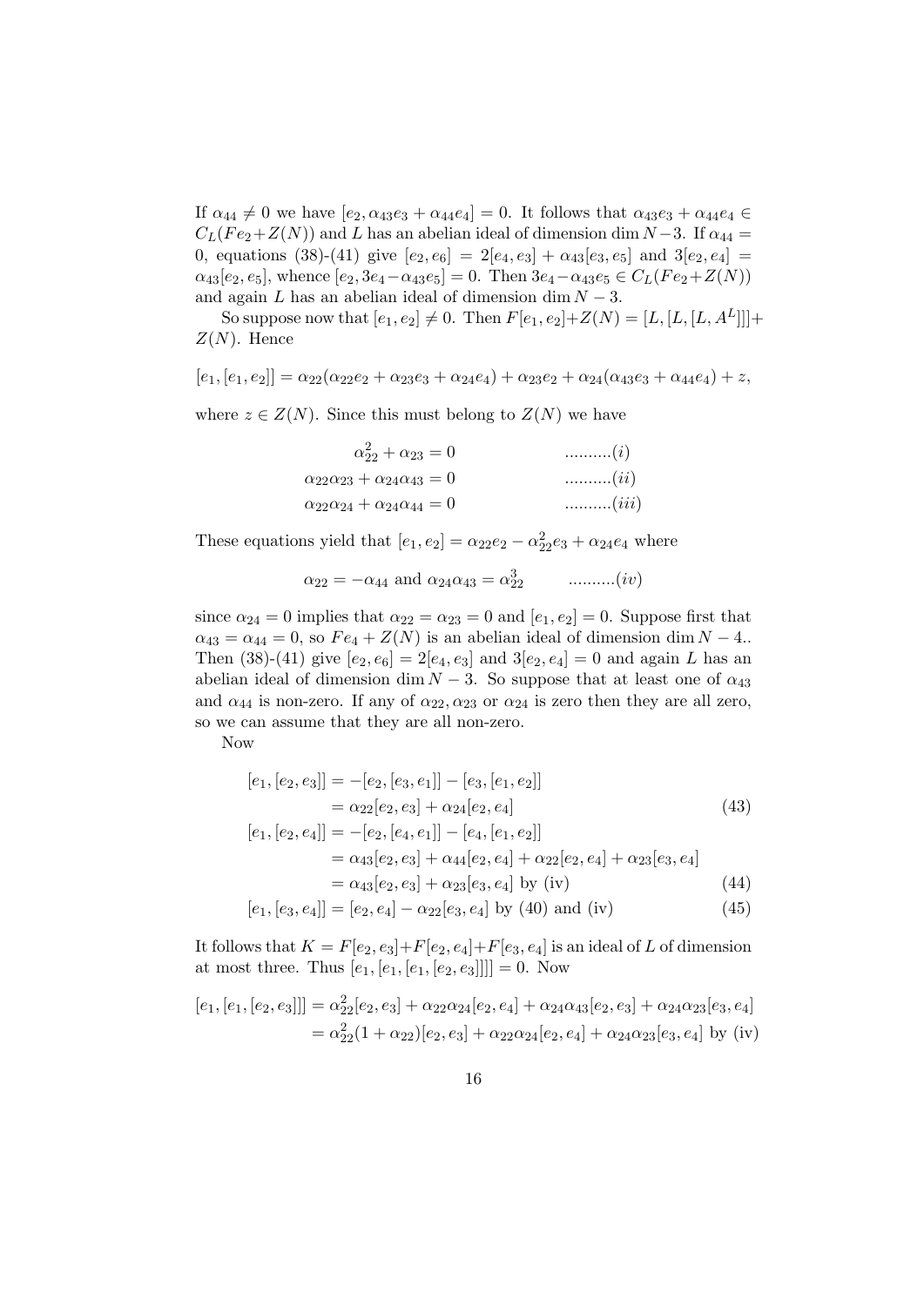If $\alpha_{44} \neq 0$ we have $[e_2, \alpha_{43}e_3 + \alpha_{44}e_4] = 0$. It follows that $\alpha_{43}e_3 + \alpha_{44}e_4 \in C_L(Fe_2 + Z(N))$ and $L$ has an abelian ideal of dimension $\dim N - 3$. If $\alpha_{44} = 0$, equations (38)-(41) give $[e_2, e_6] = 2[e_4, e_3] + \alpha_{43}[e_3, e_5]$ and $3[e_2, e_4] = \alpha_{43}[e_2, e_5]$, whence $[e_2, 3e_4 - \alpha_{43}e_5] = 0$. Then $3e_4 - \alpha_{43}e_5 \in C_L(Fe_2 + Z(N))$ and again $L$ has an abelian ideal of dimension $\dim N - 3$.

So suppose now that $[e_1, e_2] \neq 0$. Then $F[e_1, e_2] + Z(N) = [L, [L, [L, A^L]]] + Z(N)$. Hence

$$[e_1, [e_1, e_2]] = \alpha_{22}(\alpha_{22}e_2 + \alpha_{23}e_3 + \alpha_{24}e_4) + \alpha_{23}e_2 + \alpha_{24}(\alpha_{43}e_3 + \alpha_{44}e_4) + z,$$

where $z \in Z(N)$. Since this must belong to $Z(N)$ we have

$$\begin{aligned}
\alpha_{22}^2 + \alpha_{23} &= 0 &&..........(i)\\
\alpha_{22}\alpha_{23} + \alpha_{24}\alpha_{43} &= 0 &&..........(ii)\\
\alpha_{22}\alpha_{24} + \alpha_{24}\alpha_{44} &= 0 &&..........(iii)
\end{aligned}$$

These equations yield that $[e_1, e_2] = \alpha_{22}e_2 - \alpha_{22}^2 e_3 + \alpha_{24}e_4$ where

$$\alpha_{22} = -\alpha_{44} \text{ and } \alpha_{24}\alpha_{43} = \alpha_{22}^3 \qquad ..........(iv)$$

since $\alpha_{24} = 0$ implies that $\alpha_{22} = \alpha_{23} = 0$ and $[e_1, e_2] = 0$. Suppose first that $\alpha_{43} = \alpha_{44} = 0$, so $Fe_4 + Z(N)$ is an abelian ideal of dimension $\dim N - 4$.. Then (38)-(41) give $[e_2, e_6] = 2[e_4, e_3]$ and $3[e_2, e_4] = 0$ and again $L$ has an abelian ideal of dimension $\dim N - 3$. So suppose that at least one of $\alpha_{43}$ and $\alpha_{44}$ is non-zero. If any of $\alpha_{22}, \alpha_{23}$ or $\alpha_{24}$ is zero then they are all zero, so we can assume that they are all non-zero.

Now

$$\begin{aligned}
[e_1, [e_2, e_3]] &= -[e_2, [e_3, e_1]] - [e_3, [e_1, e_2]] \\
&= \alpha_{22}[e_2, e_3] + \alpha_{24}[e_2, e_4] && (43)\\
[e_1, [e_2, e_4]] &= -[e_2, [e_4, e_1]] - [e_4, [e_1, e_2]] \\
&= \alpha_{43}[e_2, e_3] + \alpha_{44}[e_2, e_4] + \alpha_{22}[e_2, e_4] + \alpha_{23}[e_3, e_4] \\
&= \alpha_{43}[e_2, e_3] + \alpha_{23}[e_3, e_4] \text{ by (iv)} && (44)\\
[e_1, [e_3, e_4]] &= [e_2, e_4] - \alpha_{22}[e_3, e_4] \text{ by (40) and (iv)} && (45)
\end{aligned}$$

It follows that $K = F[e_2, e_3] + F[e_2, e_4] + F[e_3, e_4]$ is an ideal of $L$ of dimension at most three. Thus $[e_1, [e_1, [e_1, [e_2, e_3]]]] = 0$. Now

$$\begin{aligned}
[e_1, [e_1, [e_2, e_3]]] &= \alpha_{22}^2[e_2, e_3] + \alpha_{22}\alpha_{24}[e_2, e_4] + \alpha_{24}\alpha_{43}[e_2, e_3] + \alpha_{24}\alpha_{23}[e_3, e_4] \\
&= \alpha_{22}^2(1 + \alpha_{22})[e_2, e_3] + \alpha_{22}\alpha_{24}[e_2, e_4] + \alpha_{24}\alpha_{23}[e_3, e_4] \text{ by (iv)}
\end{aligned}$$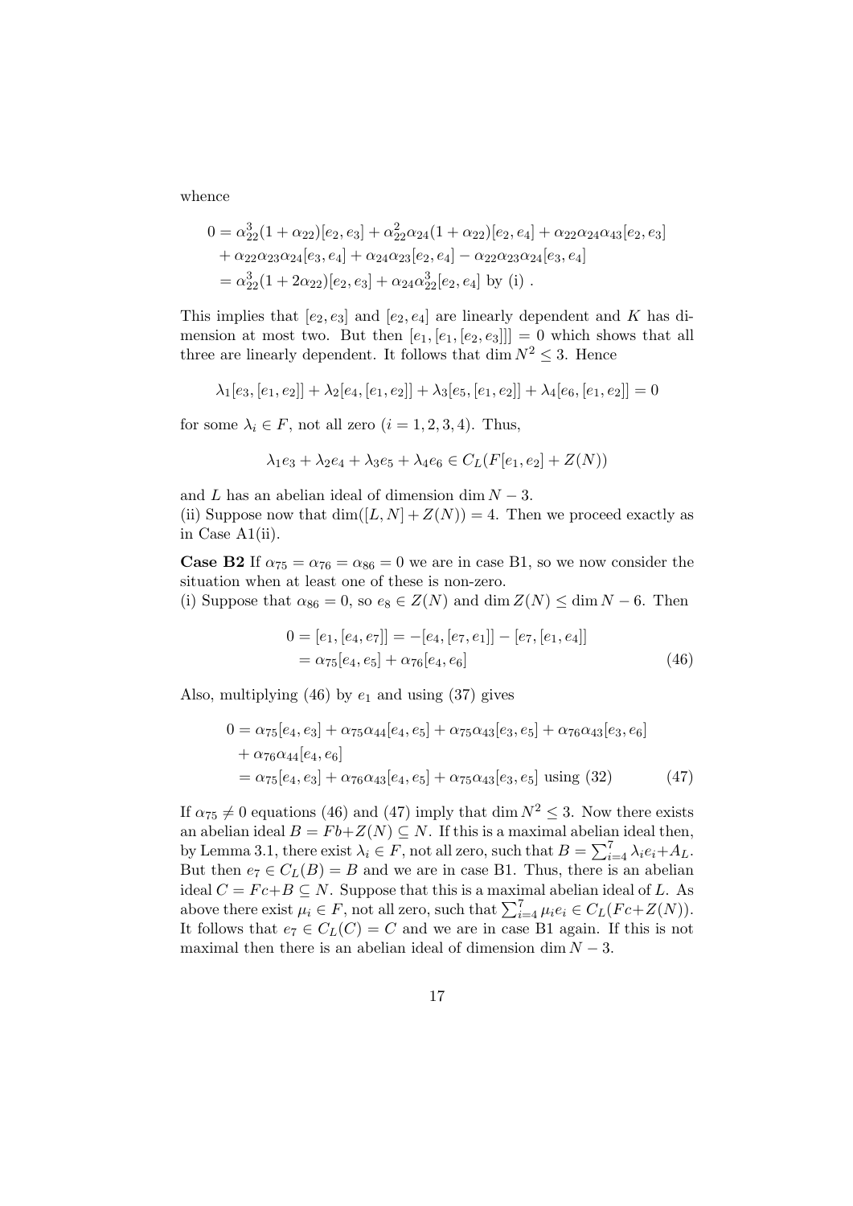whence

$$
\begin{aligned}
0 &= \alpha_{22}^3(1+\alpha_{22})[e_2,e_3] + \alpha_{22}^2\alpha_{24}(1+\alpha_{22})[e_2,e_4] + \alpha_{22}\alpha_{24}\alpha_{43}[e_2,e_3] \\
&\quad + \alpha_{22}\alpha_{23}\alpha_{24}[e_3,e_4] + \alpha_{24}\alpha_{23}[e_2,e_4] - \alpha_{22}\alpha_{23}\alpha_{24}[e_3,e_4] \\
&= \alpha_{22}^3(1+2\alpha_{22})[e_2,e_3] + \alpha_{24}\alpha_{22}^3[e_2,e_4] \text{ by (i)} .
\end{aligned}
$$

This implies that $[e_2,e_3]$ and $[e_2,e_4]$ are linearly dependent and $K$ has dimension at most two. But then $[e_1,[e_1,[e_2,e_3]]] = 0$ which shows that all three are linearly dependent. It follows that $\dim N^2 \leq 3$. Hence

$$
\lambda_1[e_3,[e_1,e_2]] + \lambda_2[e_4,[e_1,e_2]] + \lambda_3[e_5,[e_1,e_2]] + \lambda_4[e_6,[e_1,e_2]] = 0
$$

for some $\lambda_i \in F$, not all zero $(i = 1,2,3,4)$. Thus,

$$
\lambda_1 e_3 + \lambda_2 e_4 + \lambda_3 e_5 + \lambda_4 e_6 \in C_L(F[e_1,e_2] + Z(N))
$$

and $L$ has an abelian ideal of dimension $\dim N - 3$.

(ii) Suppose now that $\dim([L,N]+Z(N)) = 4$. Then we proceed exactly as in Case A1(ii).

**Case B2** If $\alpha_{75} = \alpha_{76} = \alpha_{86} = 0$ we are in case B1, so we now consider the situation when at least one of these is non-zero.

(i) Suppose that $\alpha_{86} = 0$, so $e_8 \in Z(N)$ and $\dim Z(N) \leq \dim N - 6$. Then

$$
\begin{aligned}
0 = [e_1,[e_4,e_7]] &= -[e_4,[e_7,e_1]] - [e_7,[e_1,e_4]] \\
&= \alpha_{75}[e_4,e_5] + \alpha_{76}[e_4,e_6]
\end{aligned} \tag{46}
$$

Also, multiplying (46) by $e_1$ and using (37) gives

$$
\begin{aligned}
0 &= \alpha_{75}[e_4,e_3] + \alpha_{75}\alpha_{44}[e_4,e_5] + \alpha_{75}\alpha_{43}[e_3,e_5] + \alpha_{76}\alpha_{43}[e_3,e_6] \\
&\quad + \alpha_{76}\alpha_{44}[e_4,e_6] \\
&= \alpha_{75}[e_4,e_3] + \alpha_{76}\alpha_{43}[e_4,e_5] + \alpha_{75}\alpha_{43}[e_3,e_5] \text{ using (32)}
\end{aligned} \tag{47}
$$

If $\alpha_{75} \neq 0$ equations (46) and (47) imply that $\dim N^2 \leq 3$. Now there exists an abelian ideal $B = Fb + Z(N) \subseteq N$. If this is a maximal abelian ideal then, by Lemma 3.1, there exist $\lambda_i \in F$, not all zero, such that $B = \sum_{i=4}^{7} \lambda_i e_i + A_L$. But then $e_7 \in C_L(B) = B$ and we are in case B1. Thus, there is an abelian ideal $C = Fc + B \subseteq N$. Suppose that this is a maximal abelian ideal of $L$. As above there exist $\mu_i \in F$, not all zero, such that $\sum_{i=4}^{7} \mu_i e_i \in C_L(Fc + Z(N))$. It follows that $e_7 \in C_L(C) = C$ and we are in case B1 again. If this is not maximal then there is an abelian ideal of dimension $\dim N - 3$.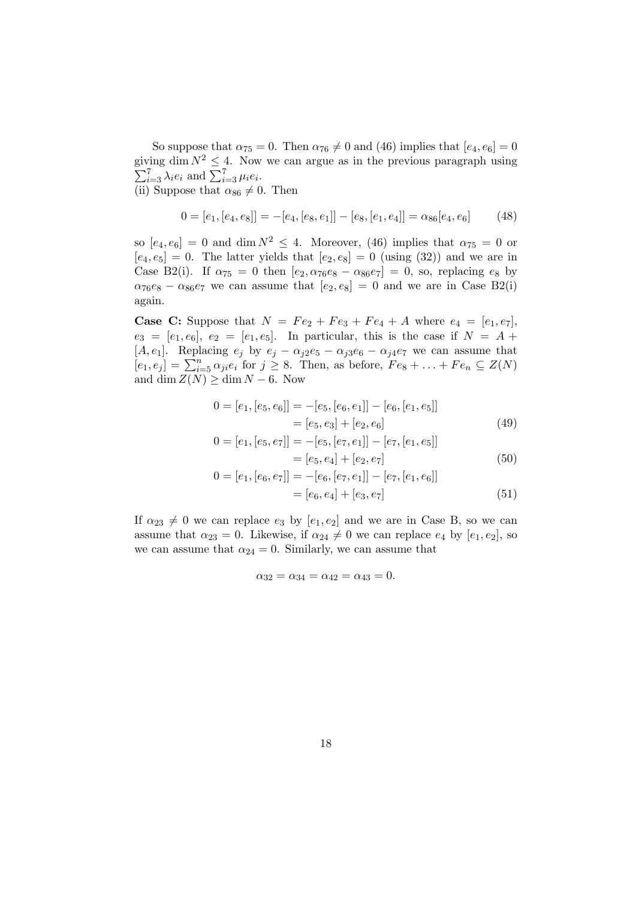So suppose that $\alpha_{75} = 0$. Then $\alpha_{76} \neq 0$ and (46) implies that $[e_4, e_6] = 0$ giving $\dim N^2 \leq 4$. Now we can argue as in the previous paragraph using $\sum_{i=3}^{7} \lambda_i e_i$ and $\sum_{i=3}^{7} \mu_i e_i$.
(ii) Suppose that $\alpha_{86} \neq 0$. Then

$$0 = [e_1, [e_4, e_8]] = -[e_4, [e_8, e_1]] - [e_8, [e_1, e_4]] = \alpha_{86}[e_4, e_6] \tag{48}$$

so $[e_4, e_6] = 0$ and $\dim N^2 \leq 4$. Moreover, (46) implies that $\alpha_{75} = 0$ or $[e_4, e_5] = 0$. The latter yields that $[e_2, e_8] = 0$ (using (32)) and we are in Case B2(i). If $\alpha_{75} = 0$ then $[e_2, \alpha_{76}e_8 - \alpha_{86}e_7] = 0$, so, replacing $e_8$ by $\alpha_{76}e_8 - \alpha_{86}e_7$ we can assume that $[e_2, e_8] = 0$ and we are in Case B2(i) again.

**Case C:** Suppose that $N = Fe_2 + Fe_3 + Fe_4 + A$ where $e_4 = [e_1, e_7]$, $e_3 = [e_1, e_6]$, $e_2 = [e_1, e_5]$. In particular, this is the case if $N = A + [A, e_1]$. Replacing $e_j$ by $e_j - \alpha_{j2}e_5 - \alpha_{j3}e_6 - \alpha_{j4}e_7$ we can assume that $[e_1, e_j] = \sum_{i=5}^{n} \alpha_{ji}e_i$ for $j \geq 8$. Then, as before, $Fe_8 + \ldots + Fe_n \subseteq Z(N)$ and $\dim Z(N) \geq \dim N - 6$. Now

$$\begin{aligned}
0 = [e_1, [e_5, e_6]] &= -[e_5, [e_6, e_1]] - [e_6, [e_1, e_5]] \\
&= [e_5, e_3] + [e_2, e_6] \qquad (49) \\
0 = [e_1, [e_5, e_7]] &= -[e_5, [e_7, e_1]] - [e_7, [e_1, e_5]] \\
&= [e_5, e_4] + [e_2, e_7] \qquad (50) \\
0 = [e_1, [e_6, e_7]] &= -[e_6, [e_7, e_1]] - [e_7, [e_1, e_6]] \\
&= [e_6, e_4] + [e_3, e_7] \qquad (51)
\end{aligned}$$

If $\alpha_{23} \neq 0$ we can replace $e_3$ by $[e_1, e_2]$ and we are in Case B, so we can assume that $\alpha_{23} = 0$. Likewise, if $\alpha_{24} \neq 0$ we can replace $e_4$ by $[e_1, e_2]$, so we can assume that $\alpha_{24} = 0$. Similarly, we can assume that

$$\alpha_{32} = \alpha_{34} = \alpha_{42} = \alpha_{43} = 0.$$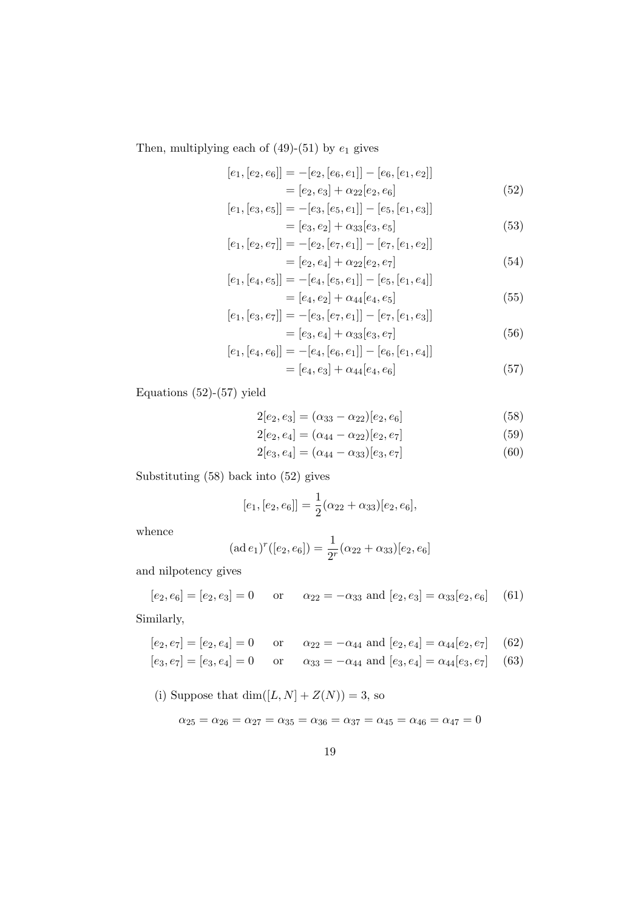Then, multiplying each of (49)-(51) by $e_1$ gives

$$
\begin{aligned}
[e_1, [e_2, e_6]] &= -[e_2, [e_6, e_1]] - [e_6, [e_1, e_2]] \\
&= [e_2, e_3] + \alpha_{22}[e_2, e_6] && (52) \\
[e_1, [e_3, e_5]] &= -[e_3, [e_5, e_1]] - [e_5, [e_1, e_3]] \\
&= [e_3, e_2] + \alpha_{33}[e_3, e_5] && (53) \\
[e_1, [e_2, e_7]] &= -[e_2, [e_7, e_1]] - [e_7, [e_1, e_2]] \\
&= [e_2, e_4] + \alpha_{22}[e_2, e_7] && (54) \\
[e_1, [e_4, e_5]] &= -[e_4, [e_5, e_1]] - [e_5, [e_1, e_4]] \\
&= [e_4, e_2] + \alpha_{44}[e_4, e_5] && (55) \\
[e_1, [e_3, e_7]] &= -[e_3, [e_7, e_1]] - [e_7, [e_1, e_3]] \\
&= [e_3, e_4] + \alpha_{33}[e_3, e_7] && (56) \\
[e_1, [e_4, e_6]] &= -[e_4, [e_6, e_1]] - [e_6, [e_1, e_4]] \\
&= [e_4, e_3] + \alpha_{44}[e_4, e_6] && (57)
\end{aligned}
$$

Equations (52)-(57) yield

$$
\begin{aligned}
2[e_2, e_3] &= (\alpha_{33} - \alpha_{22})[e_2, e_6] && (58) \\
2[e_2, e_4] &= (\alpha_{44} - \alpha_{22})[e_2, e_7] && (59) \\
2[e_3, e_4] &= (\alpha_{44} - \alpha_{33})[e_3, e_7] && (60)
\end{aligned}
$$

Substituting (58) back into (52) gives

$$
[e_1, [e_2, e_6]] = \frac{1}{2}(\alpha_{22} + \alpha_{33})[e_2, e_6],
$$

whence

$$
(\operatorname{ad} e_1)^r([e_2, e_6]) = \frac{1}{2^r}(\alpha_{22} + \alpha_{33})[e_2, e_6]
$$

and nilpotency gives

$$
[e_2, e_6] = [e_2, e_3] = 0 \qquad \text{or} \qquad \alpha_{22} = -\alpha_{33} \text{ and } [e_2, e_3] = \alpha_{33}[e_2, e_6] \qquad (61)
$$

Similarly,

$$
\begin{aligned}
&[e_2, e_7] = [e_2, e_4] = 0 \qquad \text{or} \qquad \alpha_{22} = -\alpha_{44} \text{ and } [e_2, e_4] = \alpha_{44}[e_2, e_7] && (62) \\
&[e_3, e_7] = [e_3, e_4] = 0 \qquad \text{or} \qquad \alpha_{33} = -\alpha_{44} \text{ and } [e_3, e_4] = \alpha_{44}[e_3, e_7] && (63)
\end{aligned}
$$

(i) Suppose that $\dim([L, N] + Z(N)) = 3$, so

$$
\alpha_{25} = \alpha_{26} = \alpha_{27} = \alpha_{35} = \alpha_{36} = \alpha_{37} = \alpha_{45} = \alpha_{46} = \alpha_{47} = 0
$$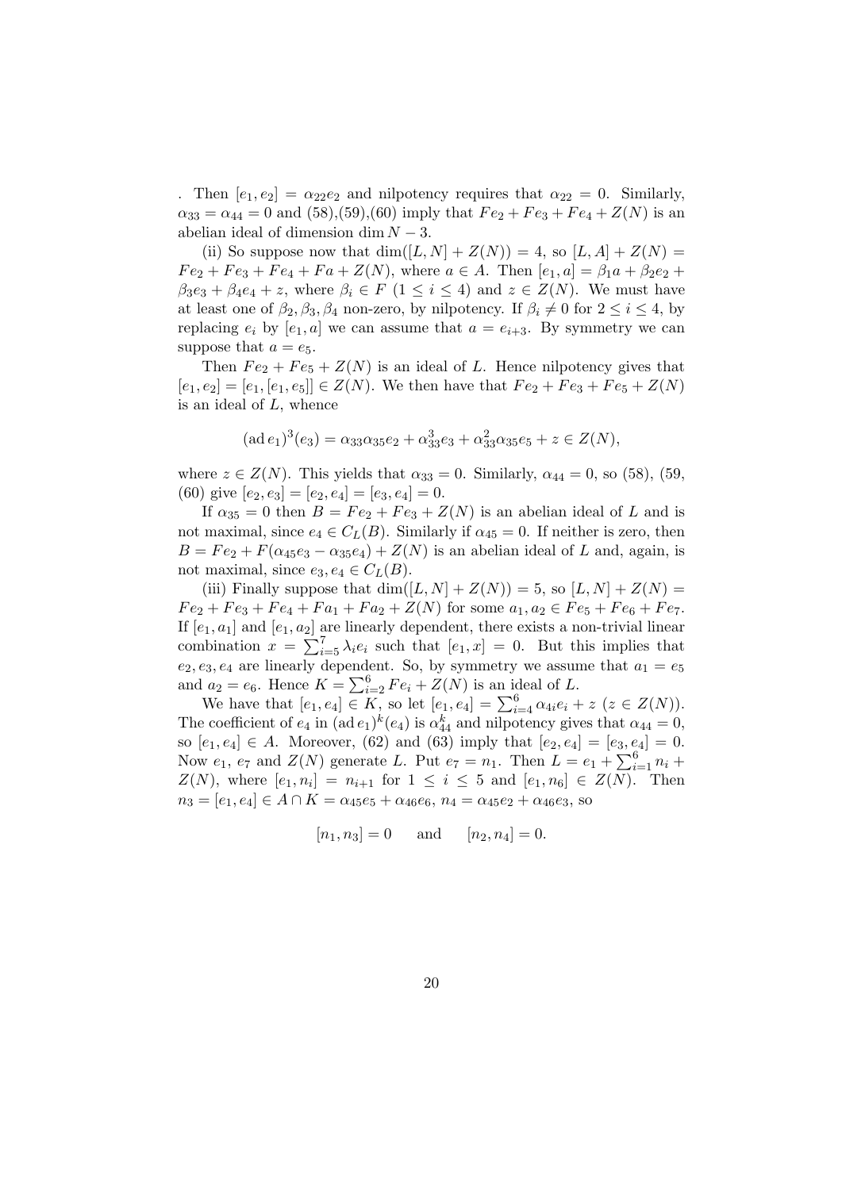. Then $[e_1, e_2] = \alpha_{22} e_2$ and nilpotency requires that $\alpha_{22} = 0$. Similarly, $\alpha_{33} = \alpha_{44} = 0$ and (58),(59),(60) imply that $Fe_2 + Fe_3 + Fe_4 + Z(N)$ is an abelian ideal of dimension $\dim N - 3$.

(ii) So suppose now that $\dim([L, N] + Z(N)) = 4$, so $[L, A] + Z(N) = Fe_2 + Fe_3 + Fe_4 + Fa + Z(N)$, where $a \in A$. Then $[e_1, a] = \beta_1 a + \beta_2 e_2 + \beta_3 e_3 + \beta_4 e_4 + z$, where $\beta_i \in F$ $(1 \leq i \leq 4)$ and $z \in Z(N)$. We must have at least one of $\beta_2, \beta_3, \beta_4$ non-zero, by nilpotency. If $\beta_i \neq 0$ for $2 \leq i \leq 4$, by replacing $e_i$ by $[e_1, a]$ we can assume that $a = e_{i+3}$. By symmetry we can suppose that $a = e_5$.

Then $Fe_2 + Fe_5 + Z(N)$ is an ideal of $L$. Hence nilpotency gives that $[e_1, e_2] = [e_1, [e_1, e_5]] \in Z(N)$. We then have that $Fe_2 + Fe_3 + Fe_5 + Z(N)$ is an ideal of $L$, whence

$$(\operatorname{ad} e_1)^3(e_3) = \alpha_{33}\alpha_{35} e_2 + \alpha_{33}^3 e_3 + \alpha_{33}^2 \alpha_{35} e_5 + z \in Z(N),$$

where $z \in Z(N)$. This yields that $\alpha_{33} = 0$. Similarly, $\alpha_{44} = 0$, so (58), (59, (60) give $[e_2, e_3] = [e_2, e_4] = [e_3, e_4] = 0$.

If $\alpha_{35} = 0$ then $B = Fe_2 + Fe_3 + Z(N)$ is an abelian ideal of $L$ and is not maximal, since $e_4 \in C_L(B)$. Similarly if $\alpha_{45} = 0$. If neither is zero, then $B = Fe_2 + F(\alpha_{45} e_3 - \alpha_{35} e_4) + Z(N)$ is an abelian ideal of $L$ and, again, is not maximal, since $e_3, e_4 \in C_L(B)$.

(iii) Finally suppose that $\dim([L, N] + Z(N)) = 5$, so $[L, N] + Z(N) = Fe_2 + Fe_3 + Fe_4 + Fa_1 + Fa_2 + Z(N)$ for some $a_1, a_2 \in Fe_5 + Fe_6 + Fe_7$. If $[e_1, a_1]$ and $[e_1, a_2]$ are linearly dependent, there exists a non-trivial linear combination $x = \sum_{i=5}^{7} \lambda_i e_i$ such that $[e_1, x] = 0$. But this implies that $e_2, e_3, e_4$ are linearly dependent. So, by symmetry we assume that $a_1 = e_5$ and $a_2 = e_6$. Hence $K = \sum_{i=2}^{6} Fe_i + Z(N)$ is an ideal of $L$.

We have that $[e_1, e_4] \in K$, so let $[e_1, e_4] = \sum_{i=4}^{6} \alpha_{4i} e_i + z$ $(z \in Z(N))$. The coefficient of $e_4$ in $(\operatorname{ad} e_1)^k(e_4)$ is $\alpha_{44}^k$ and nilpotency gives that $\alpha_{44} = 0$, so $[e_1, e_4] \in A$. Moreover, (62) and (63) imply that $[e_2, e_4] = [e_3, e_4] = 0$. Now $e_1$, $e_7$ and $Z(N)$ generate $L$. Put $e_7 = n_1$. Then $L = e_1 + \sum_{i=1}^{6} n_i + Z(N)$, where $[e_1, n_i] = n_{i+1}$ for $1 \leq i \leq 5$ and $[e_1, n_6] \in Z(N)$. Then $n_3 = [e_1, e_4] \in A \cap K = \alpha_{45} e_5 + \alpha_{46} e_6$, $n_4 = \alpha_{45} e_2 + \alpha_{46} e_3$, so

$$[n_1, n_3] = 0 \qquad \text{and} \qquad [n_2, n_4] = 0.$$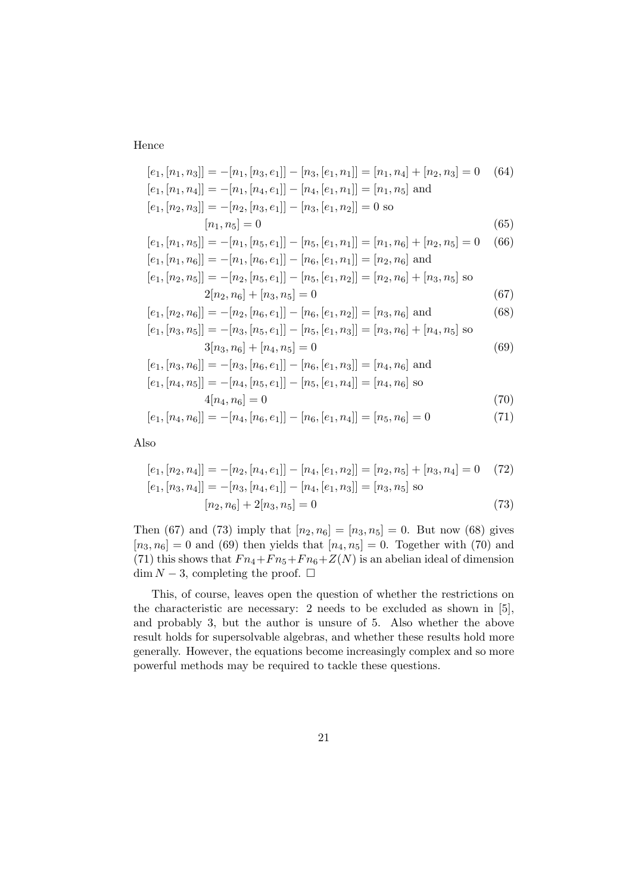Hence

$$[e_1,[n_1,n_3]] = -[n_1,[n_3,e_1]] - [n_3,[e_1,n_1]] = [n_1,n_4] + [n_2,n_3] = 0 \quad (64)$$

$$[e_1,[n_1,n_4]] = -[n_1,[n_4,e_1]] - [n_4,[e_1,n_1]] = [n_1,n_5] \text{ and}$$

$$[e_1,[n_2,n_3]] = -[n_2,[n_3,e_1]] - [n_3,[e_1,n_2]] = 0 \text{ so}$$

$$[n_1,n_5] = 0 \quad (65)$$

$$[e_1,[n_1,n_5]] = -[n_1,[n_5,e_1]] - [n_5,[e_1,n_1]] = [n_1,n_6] + [n_2,n_5] = 0 \quad (66)$$

$$[e_1,[n_1,n_6]] = -[n_1,[n_6,e_1]] - [n_6,[e_1,n_1]] = [n_2,n_6] \text{ and}$$

$$[e_1,[n_2,n_5]] = -[n_2,[n_5,e_1]] - [n_5,[e_1,n_2]] = [n_2,n_6] + [n_3,n_5] \text{ so}$$

$$2[n_2,n_6] + [n_3,n_5] = 0 \quad (67)$$

$$[e_1,[n_2,n_6]] = -[n_2,[n_6,e_1]] - [n_6,[e_1,n_2]] = [n_3,n_6] \text{ and} \quad (68)$$

$$[e_1,[n_3,n_5]] = -[n_3,[n_5,e_1]] - [n_5,[e_1,n_3]] = [n_3,n_6] + [n_4,n_5] \text{ so}$$

$$3[n_3,n_6] + [n_4,n_5] = 0 \quad (69)$$

$$[e_1,[n_3,n_6]] = -[n_3,[n_6,e_1]] - [n_6,[e_1,n_3]] = [n_4,n_6] \text{ and}$$

$$[e_1,[n_4,n_5]] = -[n_4,[n_5,e_1]] - [n_5,[e_1,n_4]] = [n_4,n_6] \text{ so}$$

$$4[n_4,n_6] = 0 \quad (70)$$

$$[e_1,[n_4,n_6]] = -[n_4,[n_6,e_1]] - [n_6,[e_1,n_4]] = [n_5,n_6] = 0 \quad (71)$$

Also

$$[e_1,[n_2,n_4]] = -[n_2,[n_4,e_1]] - [n_4,[e_1,n_2]] = [n_2,n_5] + [n_3,n_4] = 0 \quad (72)$$

$$[e_1,[n_3,n_4]] = -[n_3,[n_4,e_1]] - [n_4,[e_1,n_3]] = [n_3,n_5] \text{ so}$$

$$[n_2,n_6] + 2[n_3,n_5] = 0 \quad (73)$$

Then (67) and (73) imply that $[n_2,n_6] = [n_3,n_5] = 0$. But now (68) gives $[n_3,n_6] = 0$ and (69) then yields that $[n_4,n_5] = 0$. Together with (70) and (71) this shows that $Fn_4 + Fn_5 + Fn_6 + Z(N)$ is an abelian ideal of dimension $\dim N - 3$, completing the proof. □

This, of course, leaves open the question of whether the restrictions on the characteristic are necessary: 2 needs to be excluded as shown in [5], and probably 3, but the author is unsure of 5. Also whether the above result holds for supersolvable algebras, and whether these results hold more generally. However, the equations become increasingly complex and so more powerful methods may be required to tackle these questions.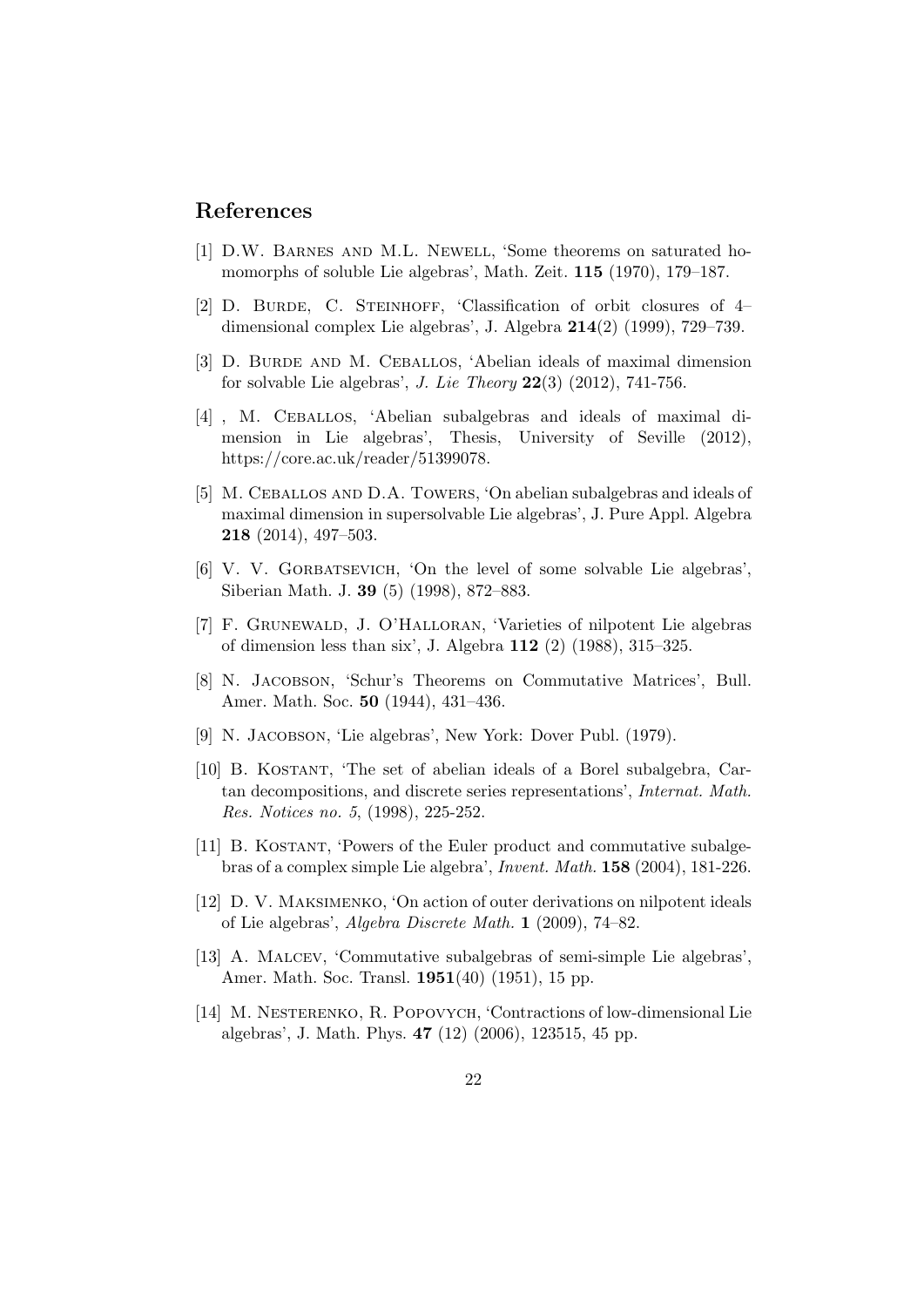## References

[1] D.W. Barnes and M.L. Newell, 'Some theorems on saturated homomorphs of soluble Lie algebras', Math. Zeit. **115** (1970), 179–187.

[2] D. Burde, C. Steinhoff, 'Classification of orbit closures of 4–dimensional complex Lie algebras', J. Algebra **214**(2) (1999), 729–739.

[3] D. Burde and M. Ceballos, 'Abelian ideals of maximal dimension for solvable Lie algebras', *J. Lie Theory* **22**(3) (2012), 741-756.

[4] , M. Ceballos, 'Abelian subalgebras and ideals of maximal dimension in Lie algebras', Thesis, University of Seville (2012), https://core.ac.uk/reader/51399078.

[5] M. Ceballos and D.A. Towers, 'On abelian subalgebras and ideals of maximal dimension in supersolvable Lie algebras', J. Pure Appl. Algebra **218** (2014), 497–503.

[6] V. V. Gorbatsevich, 'On the level of some solvable Lie algebras', Siberian Math. J. **39** (5) (1998), 872–883.

[7] F. Grunewald, J. O'Halloran, 'Varieties of nilpotent Lie algebras of dimension less than six', J. Algebra **112** (2) (1988), 315–325.

[8] N. Jacobson, 'Schur's Theorems on Commutative Matrices', Bull. Amer. Math. Soc. **50** (1944), 431–436.

[9] N. Jacobson, 'Lie algebras', New York: Dover Publ. (1979).

[10] B. Kostant, 'The set of abelian ideals of a Borel subalgebra, Cartan decompositions, and discrete series representations', *Internat. Math. Res. Notices no. 5*, (1998), 225-252.

[11] B. Kostant, 'Powers of the Euler product and commutative subalgebras of a complex simple Lie algebra', *Invent. Math.* **158** (2004), 181-226.

[12] D. V. Maksimenko, 'On action of outer derivations on nilpotent ideals of Lie algebras', *Algebra Discrete Math.* **1** (2009), 74–82.

[13] A. Malcev, 'Commutative subalgebras of semi-simple Lie algebras', Amer. Math. Soc. Transl. **1951**(40) (1951), 15 pp.

[14] M. Nesterenko, R. Popovych, 'Contractions of low-dimensional Lie algebras', J. Math. Phys. **47** (12) (2006), 123515, 45 pp.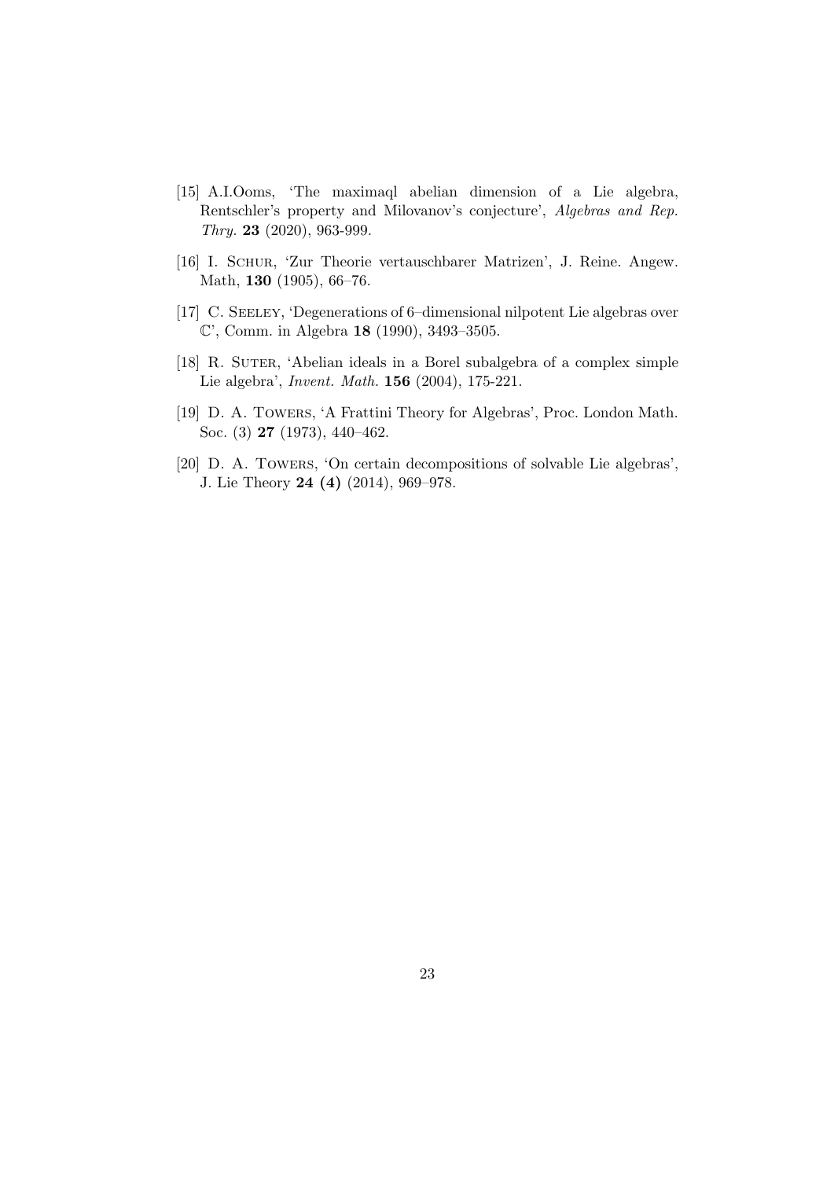[15] A.I.Ooms, 'The maximaql abelian dimension of a Lie algebra, Rentschler's property and Milovanov's conjecture', *Algebras and Rep. Thry.* **23** (2020), 963-999.

[16] I. Schur, 'Zur Theorie vertauschbarer Matrizen', J. Reine. Angew. Math, **130** (1905), 66–76.

[17] C. Seeley, 'Degenerations of 6–dimensional nilpotent Lie algebras over $\mathbb{C}$', Comm. in Algebra **18** (1990), 3493–3505.

[18] R. Suter, 'Abelian ideals in a Borel subalgebra of a complex simple Lie algebra', *Invent. Math.* **156** (2004), 175-221.

[19] D. A. Towers, 'A Frattini Theory for Algebras', Proc. London Math. Soc. (3) **27** (1973), 440–462.

[20] D. A. Towers, 'On certain decompositions of solvable Lie algebras', J. Lie Theory **24 (4)** (2014), 969–978.